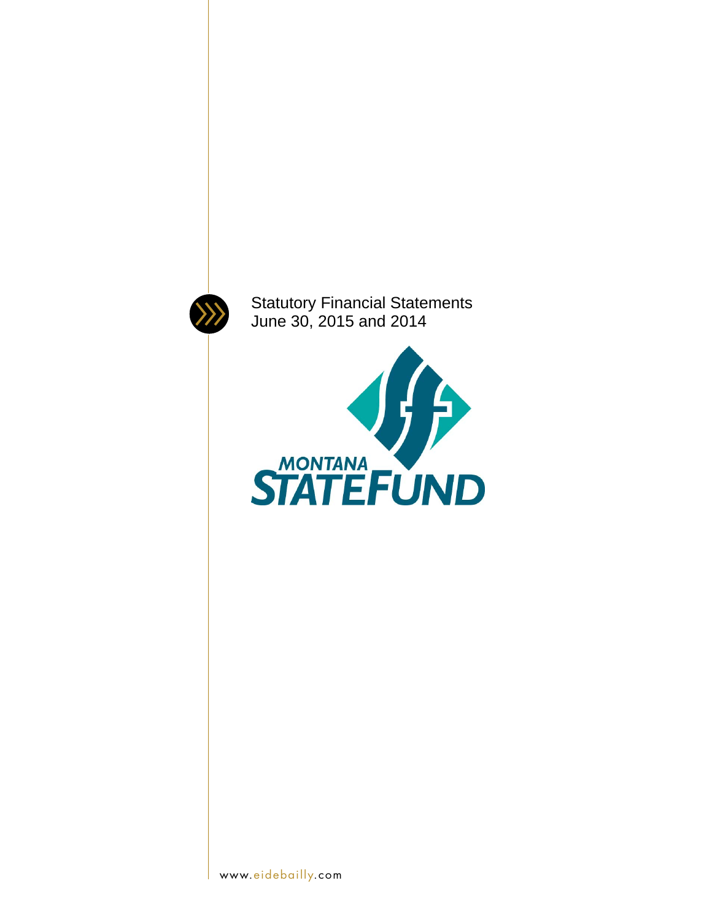Statutory Financial Statements
June 30, 2015 and 2014

MONTANA
STATEFUND

www.eidebailly.com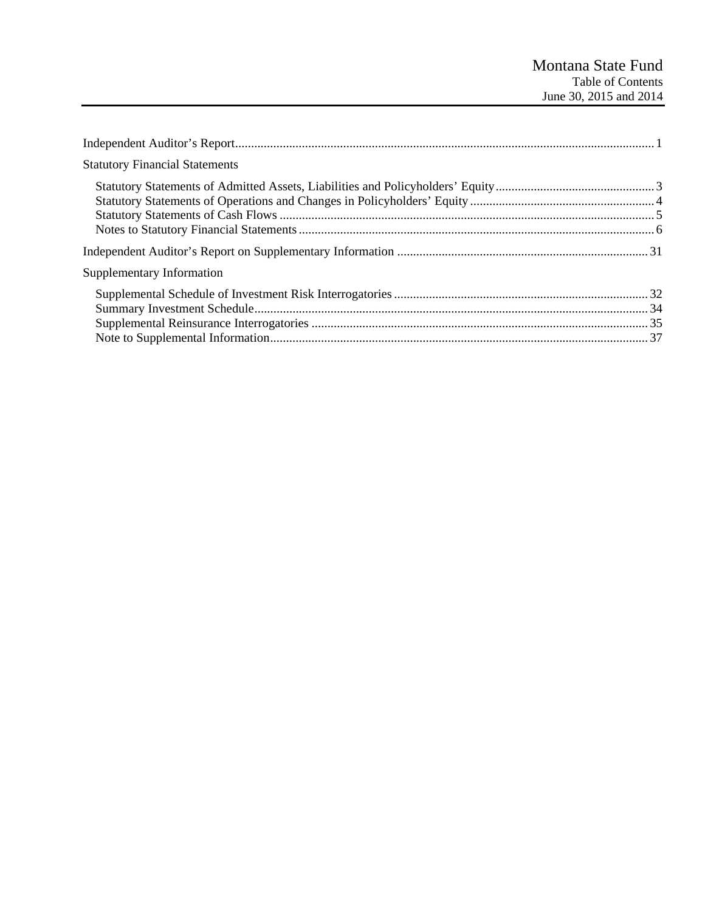# Montana State Fund

## Table of Contents

June 30, 2015 and 2014

| | |
|---|---|
| Independent Auditor's Report | 1 |
| **Statutory Financial Statements** | |
| Statutory Statements of Admitted Assets, Liabilities and Policyholders' Equity | 3 |
| Statutory Statements of Operations and Changes in Policyholders' Equity | 4 |
| Statutory Statements of Cash Flows | 5 |
| Notes to Statutory Financial Statements | 6 |
| Independent Auditor's Report on Supplementary Information | 31 |
| **Supplementary Information** | |
| Supplemental Schedule of Investment Risk Interrogatories | 32 |
| Summary Investment Schedule | 34 |
| Supplemental Reinsurance Interrogatories | 35 |
| Note to Supplemental Information | 37 |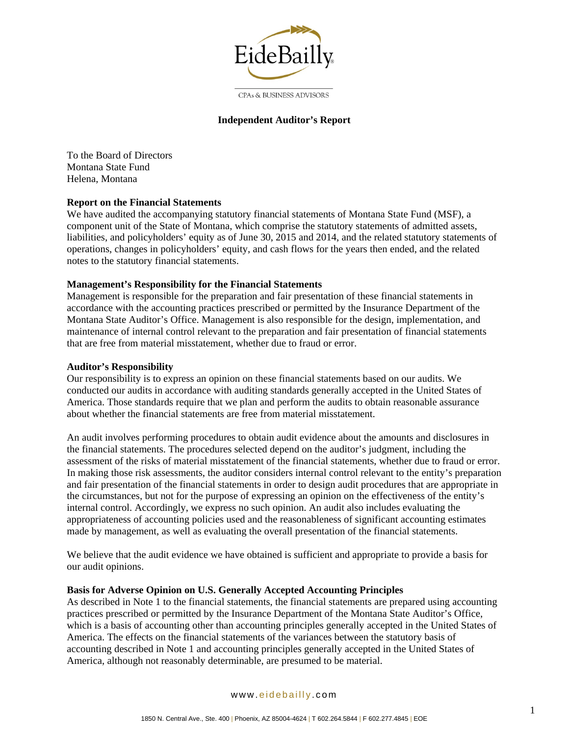EideBailly

CPAs & BUSINESS ADVISORS

## Independent Auditor's Report

To the Board of Directors
Montana State Fund
Helena, Montana

**Report on the Financial Statements**

We have audited the accompanying statutory financial statements of Montana State Fund (MSF), a component unit of the State of Montana, which comprise the statutory statements of admitted assets, liabilities, and policyholders' equity as of June 30, 2015 and 2014, and the related statutory statements of operations, changes in policyholders' equity, and cash flows for the years then ended, and the related notes to the statutory financial statements.

**Management's Responsibility for the Financial Statements**

Management is responsible for the preparation and fair presentation of these financial statements in accordance with the accounting practices prescribed or permitted by the Insurance Department of the Montana State Auditor's Office. Management is also responsible for the design, implementation, and maintenance of internal control relevant to the preparation and fair presentation of financial statements that are free from material misstatement, whether due to fraud or error.

**Auditor's Responsibility**

Our responsibility is to express an opinion on these financial statements based on our audits. We conducted our audits in accordance with auditing standards generally accepted in the United States of America. Those standards require that we plan and perform the audits to obtain reasonable assurance about whether the financial statements are free from material misstatement.

An audit involves performing procedures to obtain audit evidence about the amounts and disclosures in the financial statements. The procedures selected depend on the auditor's judgment, including the assessment of the risks of material misstatement of the financial statements, whether due to fraud or error. In making those risk assessments, the auditor considers internal control relevant to the entity's preparation and fair presentation of the financial statements in order to design audit procedures that are appropriate in the circumstances, but not for the purpose of expressing an opinion on the effectiveness of the entity's internal control. Accordingly, we express no such opinion. An audit also includes evaluating the appropriateness of accounting policies used and the reasonableness of significant accounting estimates made by management, as well as evaluating the overall presentation of the financial statements.

We believe that the audit evidence we have obtained is sufficient and appropriate to provide a basis for our audit opinions.

**Basis for Adverse Opinion on U.S. Generally Accepted Accounting Principles**

As described in Note 1 to the financial statements, the financial statements are prepared using accounting practices prescribed or permitted by the Insurance Department of the Montana State Auditor's Office, which is a basis of accounting other than accounting principles generally accepted in the United States of America. The effects on the financial statements of the variances between the statutory basis of accounting described in Note 1 and accounting principles generally accepted in the United States of America, although not reasonably determinable, are presumed to be material.

www.eidebailly.com

1850 N. Central Ave., Ste. 400 | Phoenix, AZ 85004-4624 | T 602.264.5844 | F 602.277.4845 | EOE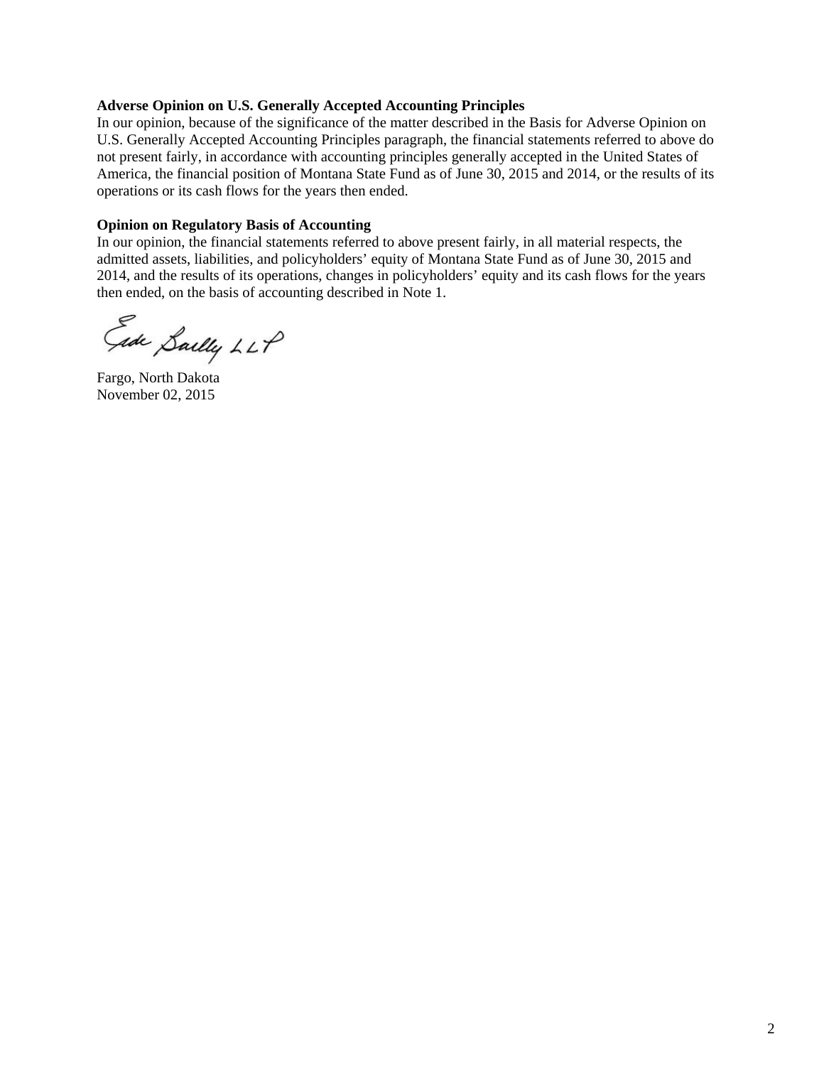**Adverse Opinion on U.S. Generally Accepted Accounting Principles**

In our opinion, because of the significance of the matter described in the Basis for Adverse Opinion on U.S. Generally Accepted Accounting Principles paragraph, the financial statements referred to above do not present fairly, in accordance with accounting principles generally accepted in the United States of America, the financial position of Montana State Fund as of June 30, 2015 and 2014, or the results of its operations or its cash flows for the years then ended.

**Opinion on Regulatory Basis of Accounting**

In our opinion, the financial statements referred to above present fairly, in all material respects, the admitted assets, liabilities, and policyholders' equity of Montana State Fund as of June 30, 2015 and 2014, and the results of its operations, changes in policyholders' equity and its cash flows for the years then ended, on the basis of accounting described in Note 1.

Eide Bailly LLP

Fargo, North Dakota
November 02, 2015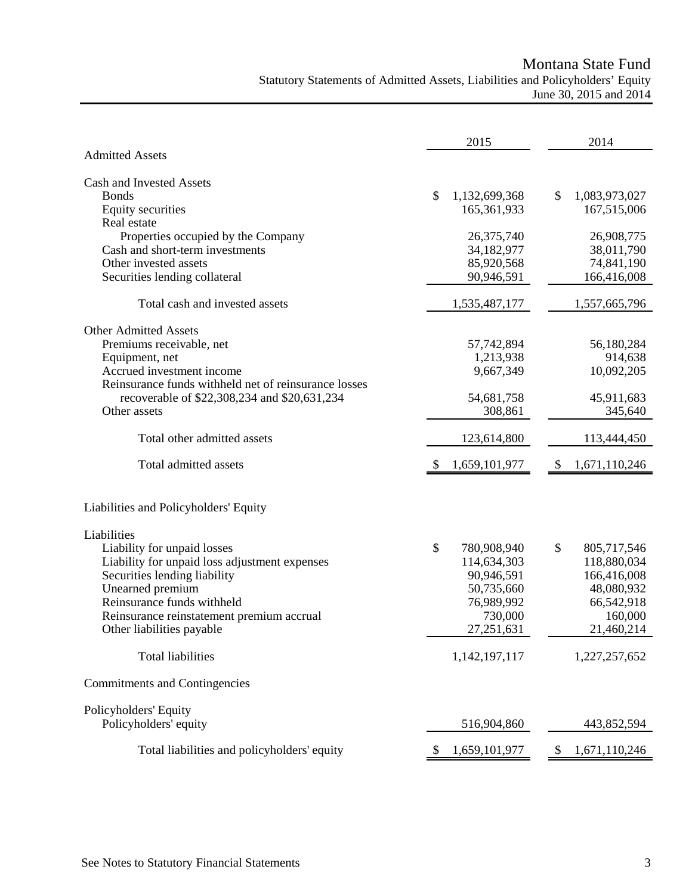# Montana State Fund

## Statutory Statements of Admitted Assets, Liabilities and Policyholders' Equity

June 30, 2015 and 2014

| | 2015 | 2014 |
|---|---|---|
| **Admitted Assets** | | |
| Cash and Invested Assets | | |
| Bonds | $ 1,132,699,368 | $ 1,083,973,027 |
| Equity securities | 165,361,933 | 167,515,006 |
| Real estate | | |
| Properties occupied by the Company | 26,375,740 | 26,908,775 |
| Cash and short-term investments | 34,182,977 | 38,011,790 |
| Other invested assets | 85,920,568 | 74,841,190 |
| Securities lending collateral | 90,946,591 | 166,416,008 |
| Total cash and invested assets | 1,535,487,177 | 1,557,665,796 |
| Other Admitted Assets | | |
| Premiums receivable, net | 57,742,894 | 56,180,284 |
| Equipment, net | 1,213,938 | 914,638 |
| Accrued investment income | 9,667,349 | 10,092,205 |
| Reinsurance funds withheld net of reinsurance losses recoverable of $22,308,234 and $20,631,234 | 54,681,758 | 45,911,683 |
| Other assets | 308,861 | 345,640 |
| Total other admitted assets | 123,614,800 | 113,444,450 |
| Total admitted assets | $ 1,659,101,977 | $ 1,671,110,246 |
| **Liabilities and Policyholders' Equity** | | |
| Liabilities | | |
| Liability for unpaid losses | $ 780,908,940 | $ 805,717,546 |
| Liability for unpaid loss adjustment expenses | 114,634,303 | 118,880,034 |
| Securities lending liability | 90,946,591 | 166,416,008 |
| Unearned premium | 50,735,660 | 48,080,932 |
| Reinsurance funds withheld | 76,989,992 | 66,542,918 |
| Reinsurance reinstatement premium accrual | 730,000 | 160,000 |
| Other liabilities payable | 27,251,631 | 21,460,214 |
| Total liabilities | 1,142,197,117 | 1,227,257,652 |
| Commitments and Contingencies | | |
| Policyholders' Equity | | |
| Policyholders' equity | 516,904,860 | 443,852,594 |
| Total liabilities and policyholders' equity | $ 1,659,101,977 | $ 1,671,110,246 |

See Notes to Statutory Financial Statements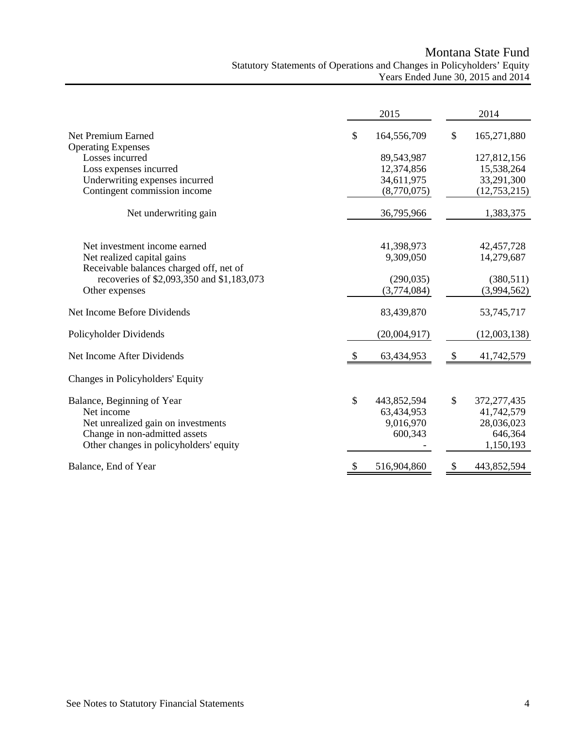# Montana State Fund

## Statutory Statements of Operations and Changes in Policyholders' Equity

### Years Ended June 30, 2015 and 2014

| | 2015 | 2014 |
|---|---|---|
| Net Premium Earned | $ 164,556,709 | $ 165,271,880 |
| Operating Expenses | | |
| Losses incurred | 89,543,987 | 127,812,156 |
| Loss expenses incurred | 12,374,856 | 15,538,264 |
| Underwriting expenses incurred | 34,611,975 | 33,291,300 |
| Contingent commission income | (8,770,075) | (12,753,215) |
| Net underwriting gain | 36,795,966 | 1,383,375 |
| Net investment income earned | 41,398,973 | 42,457,728 |
| Net realized capital gains | 9,309,050 | 14,279,687 |
| Receivable balances charged off, net of recoveries of $2,093,350 and $1,183,073 | (290,035) | (380,511) |
| Other expenses | (3,774,084) | (3,994,562) |
| Net Income Before Dividends | 83,439,870 | 53,745,717 |
| Policyholder Dividends | (20,004,917) | (12,003,138) |
| Net Income After Dividends | $ 63,434,953 | $ 41,742,579 |
| Changes in Policyholders' Equity | | |
| Balance, Beginning of Year | $ 443,852,594 | $ 372,277,435 |
| Net income | 63,434,953 | 41,742,579 |
| Net unrealized gain on investments | 9,016,970 | 28,036,023 |
| Change in non-admitted assets | 600,343 | 646,364 |
| Other changes in policyholders' equity | - | 1,150,193 |
| Balance, End of Year | $ 516,904,860 | $ 443,852,594 |

See Notes to Statutory Financial Statements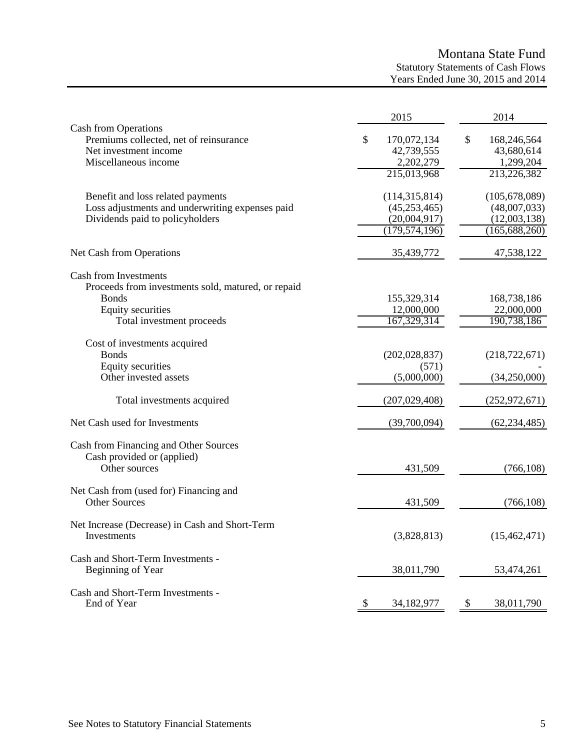# Montana State Fund

## Statutory Statements of Cash Flows

### Years Ended June 30, 2015 and 2014

| | 2015 | 2014 |
|---|---|---|
| **Cash from Operations** | | |
| Premiums collected, net of reinsurance | $ 170,072,134 | $ 168,246,564 |
| Net investment income | 42,739,555 | 43,680,614 |
| Miscellaneous income | 2,202,279 | 1,299,204 |
| | 215,013,968 | 213,226,382 |
| Benefit and loss related payments | (114,315,814) | (105,678,089) |
| Loss adjustments and underwriting expenses paid | (45,253,465) | (48,007,033) |
| Dividends paid to policyholders | (20,004,917) | (12,003,138) |
| | (179,574,196) | (165,688,260) |
| Net Cash from Operations | 35,439,772 | 47,538,122 |
| **Cash from Investments** | | |
| Proceeds from investments sold, matured, or repaid | | |
| Bonds | 155,329,314 | 168,738,186 |
| Equity securities | 12,000,000 | 22,000,000 |
| Total investment proceeds | 167,329,314 | 190,738,186 |
| Cost of investments acquired | | |
| Bonds | (202,028,837) | (218,722,671) |
| Equity securities | (571) | - |
| Other invested assets | (5,000,000) | (34,250,000) |
| Total investments acquired | (207,029,408) | (252,972,671) |
| Net Cash used for Investments | (39,700,094) | (62,234,485) |
| **Cash from Financing and Other Sources** | | |
| Cash provided or (applied) | | |
| Other sources | 431,509 | (766,108) |
| Net Cash from (used for) Financing and Other Sources | 431,509 | (766,108) |
| Net Increase (Decrease) in Cash and Short-Term Investments | (3,828,813) | (15,462,471) |
| Cash and Short-Term Investments - Beginning of Year | 38,011,790 | 53,474,261 |
| Cash and Short-Term Investments - End of Year | $ 34,182,977 | $ 38,011,790 |

See Notes to Statutory Financial Statements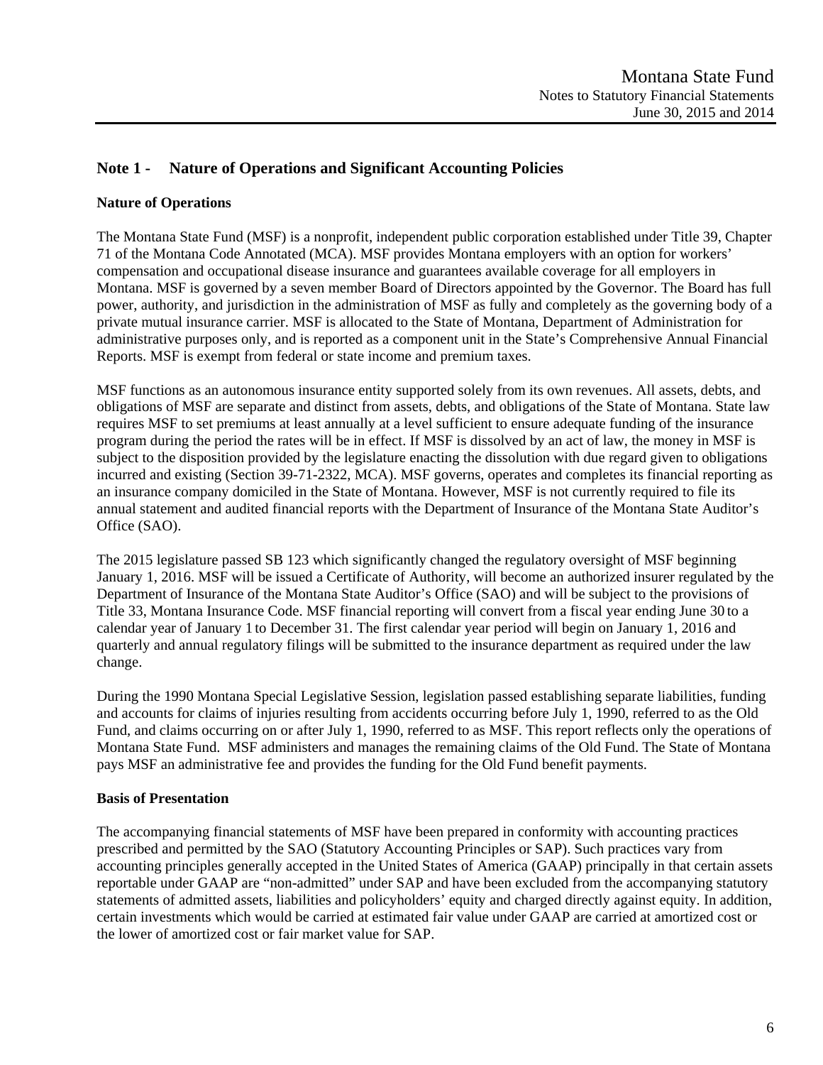## Note 1 - Nature of Operations and Significant Accounting Policies

### Nature of Operations

The Montana State Fund (MSF) is a nonprofit, independent public corporation established under Title 39, Chapter 71 of the Montana Code Annotated (MCA). MSF provides Montana employers with an option for workers' compensation and occupational disease insurance and guarantees available coverage for all employers in Montana. MSF is governed by a seven member Board of Directors appointed by the Governor. The Board has full power, authority, and jurisdiction in the administration of MSF as fully and completely as the governing body of a private mutual insurance carrier. MSF is allocated to the State of Montana, Department of Administration for administrative purposes only, and is reported as a component unit in the State's Comprehensive Annual Financial Reports. MSF is exempt from federal or state income and premium taxes.

MSF functions as an autonomous insurance entity supported solely from its own revenues. All assets, debts, and obligations of MSF are separate and distinct from assets, debts, and obligations of the State of Montana. State law requires MSF to set premiums at least annually at a level sufficient to ensure adequate funding of the insurance program during the period the rates will be in effect. If MSF is dissolved by an act of law, the money in MSF is subject to the disposition provided by the legislature enacting the dissolution with due regard given to obligations incurred and existing (Section 39-71-2322, MCA). MSF governs, operates and completes its financial reporting as an insurance company domiciled in the State of Montana. However, MSF is not currently required to file its annual statement and audited financial reports with the Department of Insurance of the Montana State Auditor's Office (SAO).

The 2015 legislature passed SB 123 which significantly changed the regulatory oversight of MSF beginning January 1, 2016. MSF will be issued a Certificate of Authority, will become an authorized insurer regulated by the Department of Insurance of the Montana State Auditor's Office (SAO) and will be subject to the provisions of Title 33, Montana Insurance Code. MSF financial reporting will convert from a fiscal year ending June 30 to a calendar year of January 1 to December 31. The first calendar year period will begin on January 1, 2016 and quarterly and annual regulatory filings will be submitted to the insurance department as required under the law change.

During the 1990 Montana Special Legislative Session, legislation passed establishing separate liabilities, funding and accounts for claims of injuries resulting from accidents occurring before July 1, 1990, referred to as the Old Fund, and claims occurring on or after July 1, 1990, referred to as MSF. This report reflects only the operations of Montana State Fund. MSF administers and manages the remaining claims of the Old Fund. The State of Montana pays MSF an administrative fee and provides the funding for the Old Fund benefit payments.

### Basis of Presentation

The accompanying financial statements of MSF have been prepared in conformity with accounting practices prescribed and permitted by the SAO (Statutory Accounting Principles or SAP). Such practices vary from accounting principles generally accepted in the United States of America (GAAP) principally in that certain assets reportable under GAAP are "non-admitted" under SAP and have been excluded from the accompanying statutory statements of admitted assets, liabilities and policyholders' equity and charged directly against equity. In addition, certain investments which would be carried at estimated fair value under GAAP are carried at amortized cost or the lower of amortized cost or fair market value for SAP.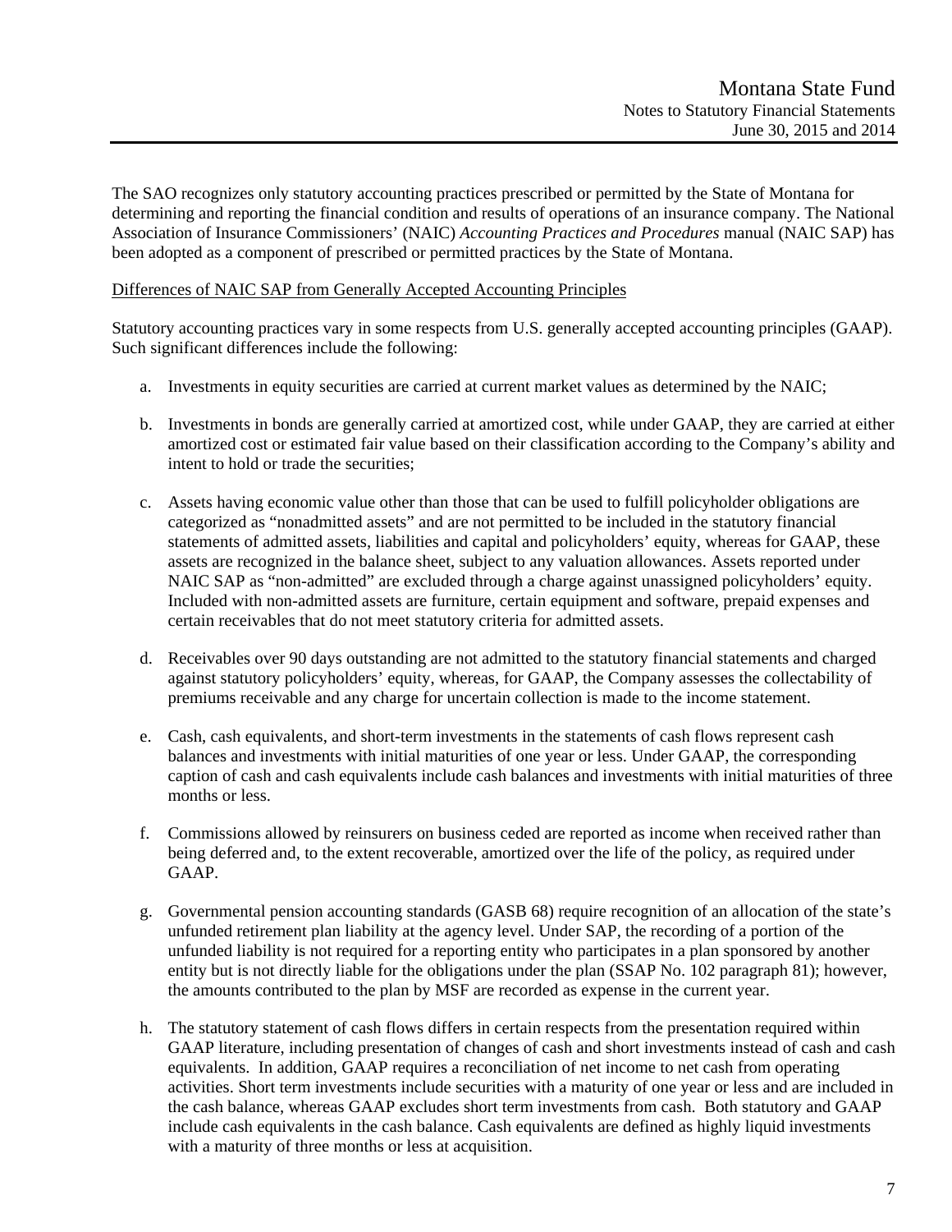The SAO recognizes only statutory accounting practices prescribed or permitted by the State of Montana for determining and reporting the financial condition and results of operations of an insurance company. The National Association of Insurance Commissioners' (NAIC) *Accounting Practices and Procedures* manual (NAIC SAP) has been adopted as a component of prescribed or permitted practices by the State of Montana.

Differences of NAIC SAP from Generally Accepted Accounting Principles

Statutory accounting practices vary in some respects from U.S. generally accepted accounting principles (GAAP). Such significant differences include the following:

a. Investments in equity securities are carried at current market values as determined by the NAIC;

b. Investments in bonds are generally carried at amortized cost, while under GAAP, they are carried at either amortized cost or estimated fair value based on their classification according to the Company's ability and intent to hold or trade the securities;

c. Assets having economic value other than those that can be used to fulfill policyholder obligations are categorized as "nonadmitted assets" and are not permitted to be included in the statutory financial statements of admitted assets, liabilities and capital and policyholders' equity, whereas for GAAP, these assets are recognized in the balance sheet, subject to any valuation allowances. Assets reported under NAIC SAP as "non-admitted" are excluded through a charge against unassigned policyholders' equity. Included with non-admitted assets are furniture, certain equipment and software, prepaid expenses and certain receivables that do not meet statutory criteria for admitted assets.

d. Receivables over 90 days outstanding are not admitted to the statutory financial statements and charged against statutory policyholders' equity, whereas, for GAAP, the Company assesses the collectability of premiums receivable and any charge for uncertain collection is made to the income statement.

e. Cash, cash equivalents, and short-term investments in the statements of cash flows represent cash balances and investments with initial maturities of one year or less. Under GAAP, the corresponding caption of cash and cash equivalents include cash balances and investments with initial maturities of three months or less.

f. Commissions allowed by reinsurers on business ceded are reported as income when received rather than being deferred and, to the extent recoverable, amortized over the life of the policy, as required under GAAP.

g. Governmental pension accounting standards (GASB 68) require recognition of an allocation of the state's unfunded retirement plan liability at the agency level. Under SAP, the recording of a portion of the unfunded liability is not required for a reporting entity who participates in a plan sponsored by another entity but is not directly liable for the obligations under the plan (SSAP No. 102 paragraph 81); however, the amounts contributed to the plan by MSF are recorded as expense in the current year.

h. The statutory statement of cash flows differs in certain respects from the presentation required within GAAP literature, including presentation of changes of cash and short investments instead of cash and cash equivalents. In addition, GAAP requires a reconciliation of net income to net cash from operating activities. Short term investments include securities with a maturity of one year or less and are included in the cash balance, whereas GAAP excludes short term investments from cash. Both statutory and GAAP include cash equivalents in the cash balance. Cash equivalents are defined as highly liquid investments with a maturity of three months or less at acquisition.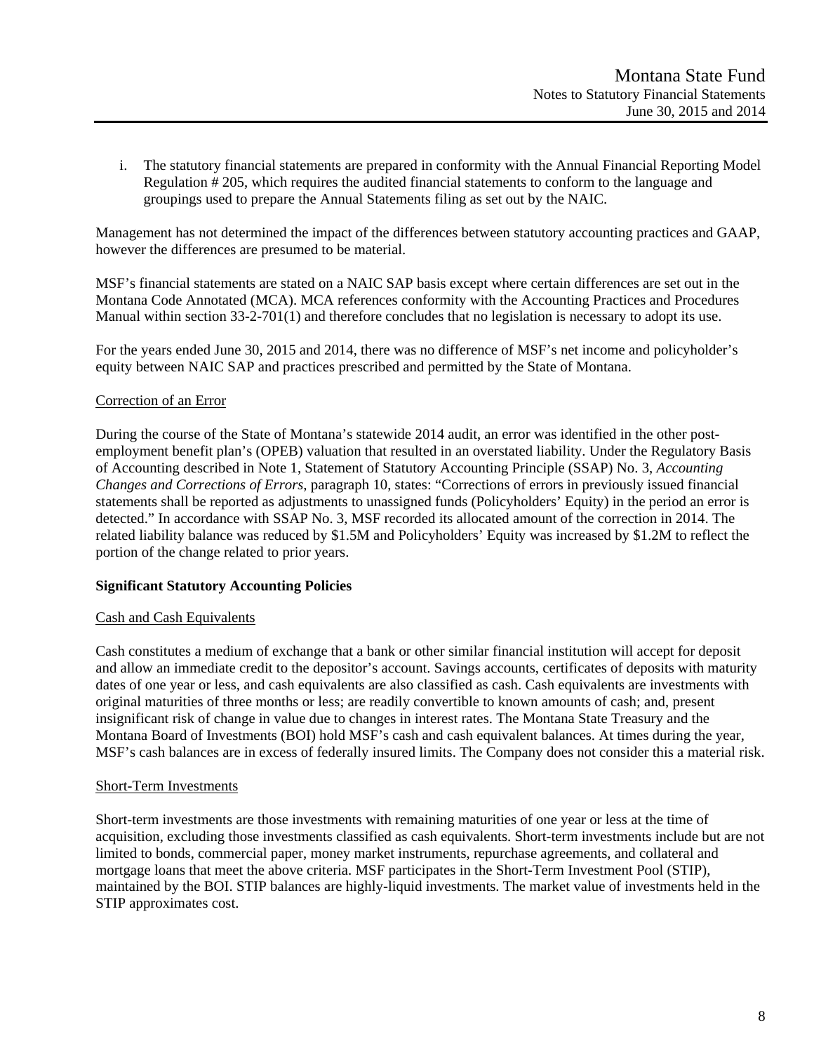i. The statutory financial statements are prepared in conformity with the Annual Financial Reporting Model Regulation # 205, which requires the audited financial statements to conform to the language and groupings used to prepare the Annual Statements filing as set out by the NAIC.

Management has not determined the impact of the differences between statutory accounting practices and GAAP, however the differences are presumed to be material.

MSF's financial statements are stated on a NAIC SAP basis except where certain differences are set out in the Montana Code Annotated (MCA). MCA references conformity with the Accounting Practices and Procedures Manual within section 33-2-701(1) and therefore concludes that no legislation is necessary to adopt its use.

For the years ended June 30, 2015 and 2014, there was no difference of MSF's net income and policyholder's equity between NAIC SAP and practices prescribed and permitted by the State of Montana.

Correction of an Error

During the course of the State of Montana's statewide 2014 audit, an error was identified in the other post-employment benefit plan's (OPEB) valuation that resulted in an overstated liability. Under the Regulatory Basis of Accounting described in Note 1, Statement of Statutory Accounting Principle (SSAP) No. 3, *Accounting Changes and Corrections of Errors*, paragraph 10, states: "Corrections of errors in previously issued financial statements shall be reported as adjustments to unassigned funds (Policyholders' Equity) in the period an error is detected." In accordance with SSAP No. 3, MSF recorded its allocated amount of the correction in 2014. The related liability balance was reduced by $1.5M and Policyholders' Equity was increased by $1.2M to reflect the portion of the change related to prior years.

**Significant Statutory Accounting Policies**

Cash and Cash Equivalents

Cash constitutes a medium of exchange that a bank or other similar financial institution will accept for deposit and allow an immediate credit to the depositor's account. Savings accounts, certificates of deposits with maturity dates of one year or less, and cash equivalents are also classified as cash. Cash equivalents are investments with original maturities of three months or less; are readily convertible to known amounts of cash; and, present insignificant risk of change in value due to changes in interest rates. The Montana State Treasury and the Montana Board of Investments (BOI) hold MSF's cash and cash equivalent balances. At times during the year, MSF's cash balances are in excess of federally insured limits. The Company does not consider this a material risk.

Short-Term Investments

Short-term investments are those investments with remaining maturities of one year or less at the time of acquisition, excluding those investments classified as cash equivalents. Short-term investments include but are not limited to bonds, commercial paper, money market instruments, repurchase agreements, and collateral and mortgage loans that meet the above criteria. MSF participates in the Short-Term Investment Pool (STIP), maintained by the BOI. STIP balances are highly-liquid investments. The market value of investments held in the STIP approximates cost.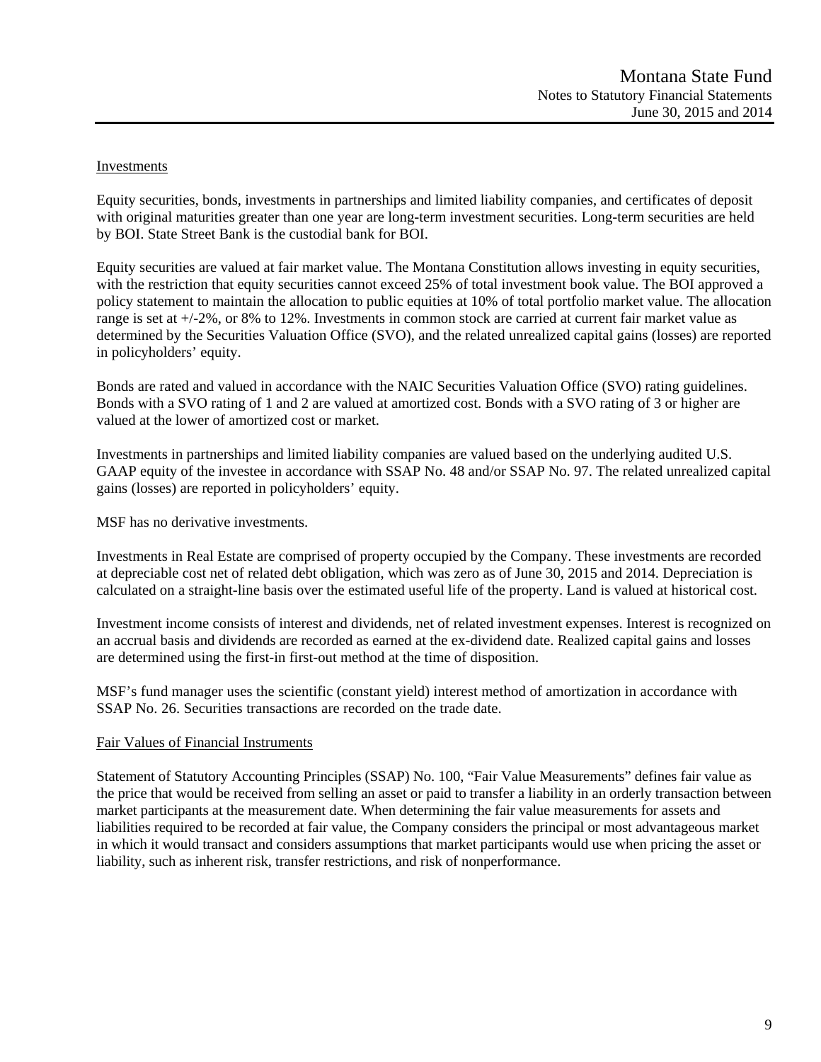## Investments

Equity securities, bonds, investments in partnerships and limited liability companies, and certificates of deposit with original maturities greater than one year are long-term investment securities. Long-term securities are held by BOI. State Street Bank is the custodial bank for BOI.

Equity securities are valued at fair market value. The Montana Constitution allows investing in equity securities, with the restriction that equity securities cannot exceed 25% of total investment book value. The BOI approved a policy statement to maintain the allocation to public equities at 10% of total portfolio market value. The allocation range is set at +/-2%, or 8% to 12%. Investments in common stock are carried at current fair market value as determined by the Securities Valuation Office (SVO), and the related unrealized capital gains (losses) are reported in policyholders' equity.

Bonds are rated and valued in accordance with the NAIC Securities Valuation Office (SVO) rating guidelines. Bonds with a SVO rating of 1 and 2 are valued at amortized cost. Bonds with a SVO rating of 3 or higher are valued at the lower of amortized cost or market.

Investments in partnerships and limited liability companies are valued based on the underlying audited U.S. GAAP equity of the investee in accordance with SSAP No. 48 and/or SSAP No. 97. The related unrealized capital gains (losses) are reported in policyholders' equity.

MSF has no derivative investments.

Investments in Real Estate are comprised of property occupied by the Company. These investments are recorded at depreciable cost net of related debt obligation, which was zero as of June 30, 2015 and 2014. Depreciation is calculated on a straight-line basis over the estimated useful life of the property. Land is valued at historical cost.

Investment income consists of interest and dividends, net of related investment expenses. Interest is recognized on an accrual basis and dividends are recorded as earned at the ex-dividend date. Realized capital gains and losses are determined using the first-in first-out method at the time of disposition.

MSF's fund manager uses the scientific (constant yield) interest method of amortization in accordance with SSAP No. 26. Securities transactions are recorded on the trade date.

## Fair Values of Financial Instruments

Statement of Statutory Accounting Principles (SSAP) No. 100, "Fair Value Measurements" defines fair value as the price that would be received from selling an asset or paid to transfer a liability in an orderly transaction between market participants at the measurement date. When determining the fair value measurements for assets and liabilities required to be recorded at fair value, the Company considers the principal or most advantageous market in which it would transact and considers assumptions that market participants would use when pricing the asset or liability, such as inherent risk, transfer restrictions, and risk of nonperformance.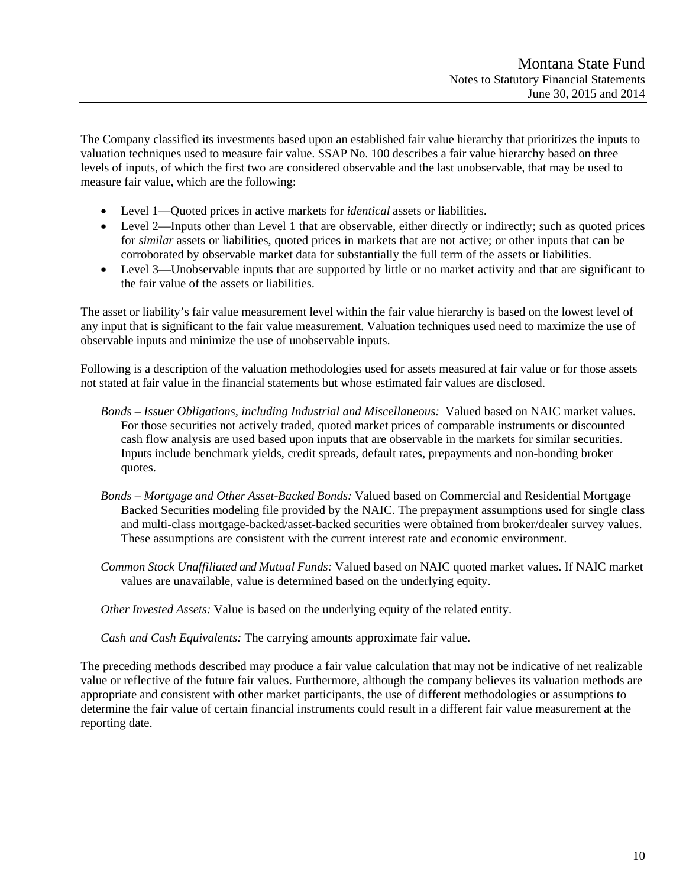The Company classified its investments based upon an established fair value hierarchy that prioritizes the inputs to valuation techniques used to measure fair value. SSAP No. 100 describes a fair value hierarchy based on three levels of inputs, of which the first two are considered observable and the last unobservable, that may be used to measure fair value, which are the following:

- Level 1—Quoted prices in active markets for *identical* assets or liabilities.
- Level 2—Inputs other than Level 1 that are observable, either directly or indirectly; such as quoted prices for *similar* assets or liabilities, quoted prices in markets that are not active; or other inputs that can be corroborated by observable market data for substantially the full term of the assets or liabilities.
- Level 3—Unobservable inputs that are supported by little or no market activity and that are significant to the fair value of the assets or liabilities.

The asset or liability's fair value measurement level within the fair value hierarchy is based on the lowest level of any input that is significant to the fair value measurement. Valuation techniques used need to maximize the use of observable inputs and minimize the use of unobservable inputs.

Following is a description of the valuation methodologies used for assets measured at fair value or for those assets not stated at fair value in the financial statements but whose estimated fair values are disclosed.

*Bonds – Issuer Obligations, including Industrial and Miscellaneous:* Valued based on NAIC market values. For those securities not actively traded, quoted market prices of comparable instruments or discounted cash flow analysis are used based upon inputs that are observable in the markets for similar securities. Inputs include benchmark yields, credit spreads, default rates, prepayments and non-bonding broker quotes.

*Bonds – Mortgage and Other Asset-Backed Bonds:* Valued based on Commercial and Residential Mortgage Backed Securities modeling file provided by the NAIC. The prepayment assumptions used for single class and multi-class mortgage-backed/asset-backed securities were obtained from broker/dealer survey values. These assumptions are consistent with the current interest rate and economic environment.

*Common Stock Unaffiliated and Mutual Funds:* Valued based on NAIC quoted market values. If NAIC market values are unavailable, value is determined based on the underlying equity.

*Other Invested Assets:* Value is based on the underlying equity of the related entity.

*Cash and Cash Equivalents:* The carrying amounts approximate fair value.

The preceding methods described may produce a fair value calculation that may not be indicative of net realizable value or reflective of the future fair values. Furthermore, although the company believes its valuation methods are appropriate and consistent with other market participants, the use of different methodologies or assumptions to determine the fair value of certain financial instruments could result in a different fair value measurement at the reporting date.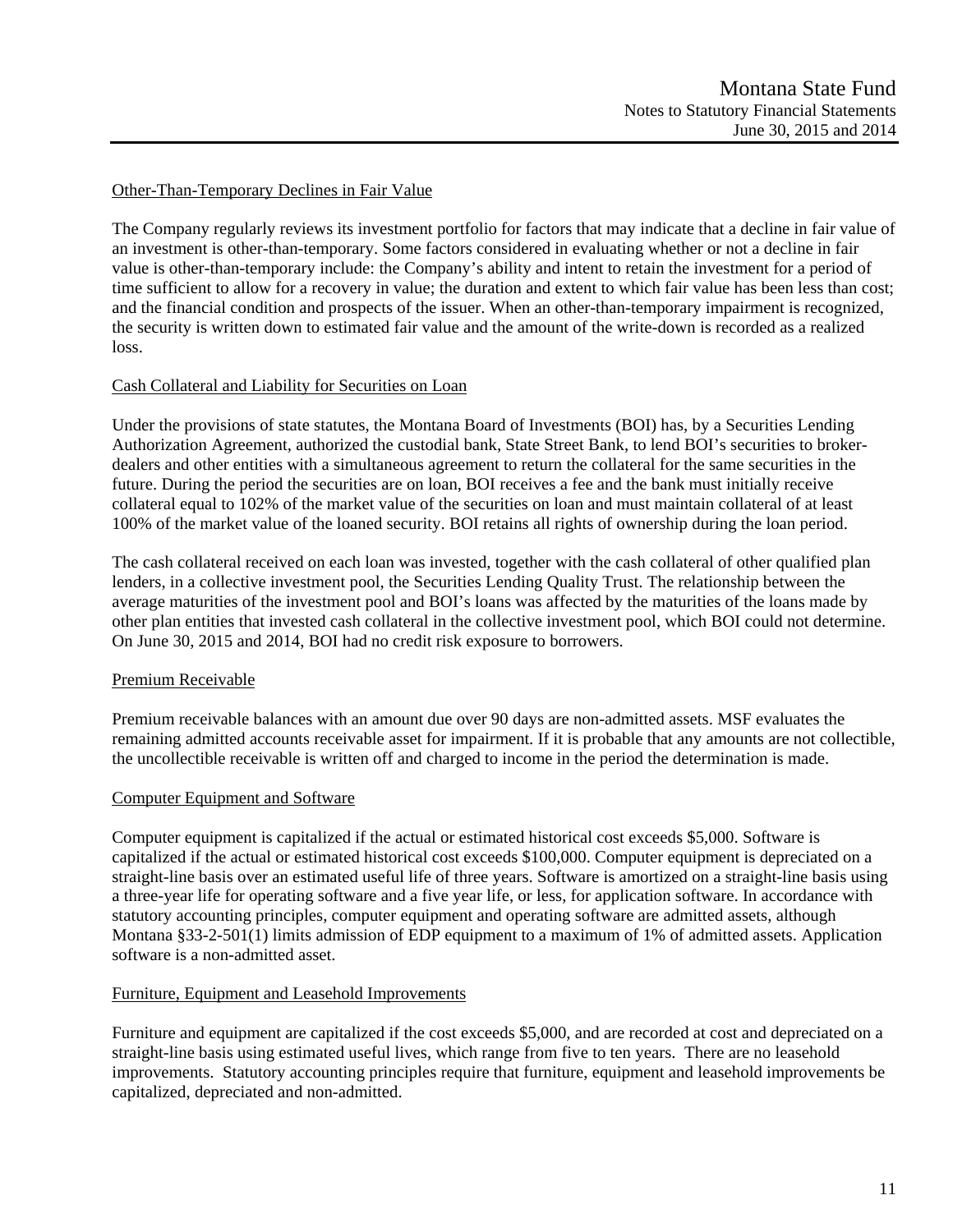### Other-Than-Temporary Declines in Fair Value

The Company regularly reviews its investment portfolio for factors that may indicate that a decline in fair value of an investment is other-than-temporary. Some factors considered in evaluating whether or not a decline in fair value is other-than-temporary include: the Company's ability and intent to retain the investment for a period of time sufficient to allow for a recovery in value; the duration and extent to which fair value has been less than cost; and the financial condition and prospects of the issuer. When an other-than-temporary impairment is recognized, the security is written down to estimated fair value and the amount of the write-down is recorded as a realized loss.

### Cash Collateral and Liability for Securities on Loan

Under the provisions of state statutes, the Montana Board of Investments (BOI) has, by a Securities Lending Authorization Agreement, authorized the custodial bank, State Street Bank, to lend BOI's securities to broker-dealers and other entities with a simultaneous agreement to return the collateral for the same securities in the future. During the period the securities are on loan, BOI receives a fee and the bank must initially receive collateral equal to 102% of the market value of the securities on loan and must maintain collateral of at least 100% of the market value of the loaned security. BOI retains all rights of ownership during the loan period.

The cash collateral received on each loan was invested, together with the cash collateral of other qualified plan lenders, in a collective investment pool, the Securities Lending Quality Trust. The relationship between the average maturities of the investment pool and BOI's loans was affected by the maturities of the loans made by other plan entities that invested cash collateral in the collective investment pool, which BOI could not determine. On June 30, 2015 and 2014, BOI had no credit risk exposure to borrowers.

### Premium Receivable

Premium receivable balances with an amount due over 90 days are non-admitted assets. MSF evaluates the remaining admitted accounts receivable asset for impairment. If it is probable that any amounts are not collectible, the uncollectible receivable is written off and charged to income in the period the determination is made.

### Computer Equipment and Software

Computer equipment is capitalized if the actual or estimated historical cost exceeds $5,000. Software is capitalized if the actual or estimated historical cost exceeds $100,000. Computer equipment is depreciated on a straight-line basis over an estimated useful life of three years. Software is amortized on a straight-line basis using a three-year life for operating software and a five year life, or less, for application software. In accordance with statutory accounting principles, computer equipment and operating software are admitted assets, although Montana §33-2-501(1) limits admission of EDP equipment to a maximum of 1% of admitted assets. Application software is a non-admitted asset.

### Furniture, Equipment and Leasehold Improvements

Furniture and equipment are capitalized if the cost exceeds $5,000, and are recorded at cost and depreciated on a straight-line basis using estimated useful lives, which range from five to ten years. There are no leasehold improvements. Statutory accounting principles require that furniture, equipment and leasehold improvements be capitalized, depreciated and non-admitted.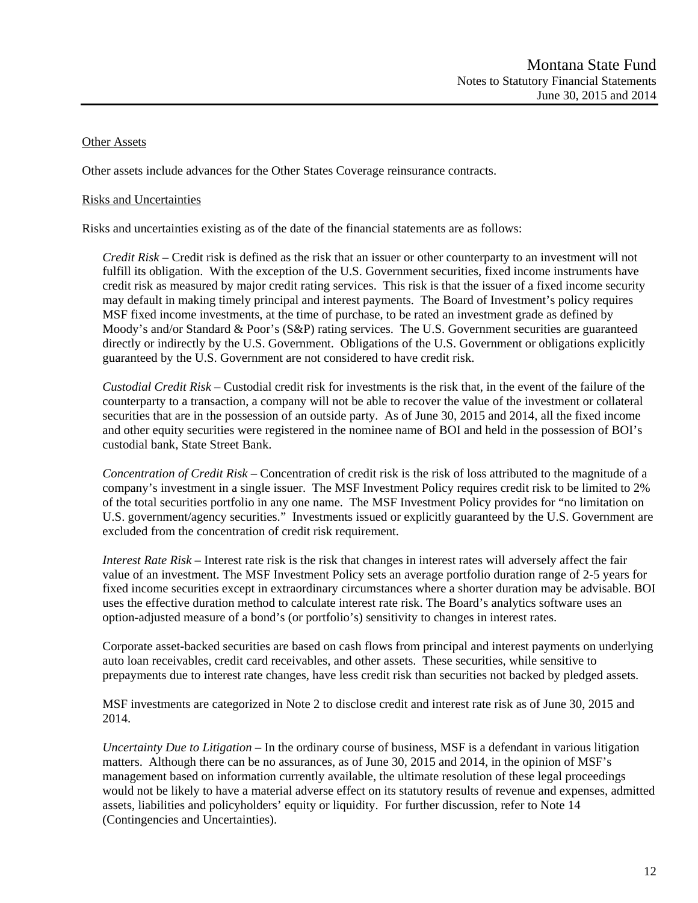Other Assets

Other assets include advances for the Other States Coverage reinsurance contracts.

Risks and Uncertainties

Risks and uncertainties existing as of the date of the financial statements are as follows:

*Credit Risk* – Credit risk is defined as the risk that an issuer or other counterparty to an investment will not fulfill its obligation. With the exception of the U.S. Government securities, fixed income instruments have credit risk as measured by major credit rating services. This risk is that the issuer of a fixed income security may default in making timely principal and interest payments. The Board of Investment's policy requires MSF fixed income investments, at the time of purchase, to be rated an investment grade as defined by Moody's and/or Standard & Poor's (S&P) rating services. The U.S. Government securities are guaranteed directly or indirectly by the U.S. Government. Obligations of the U.S. Government or obligations explicitly guaranteed by the U.S. Government are not considered to have credit risk.

*Custodial Credit Risk* – Custodial credit risk for investments is the risk that, in the event of the failure of the counterparty to a transaction, a company will not be able to recover the value of the investment or collateral securities that are in the possession of an outside party. As of June 30, 2015 and 2014, all the fixed income and other equity securities were registered in the nominee name of BOI and held in the possession of BOI's custodial bank, State Street Bank.

*Concentration of Credit Risk* – Concentration of credit risk is the risk of loss attributed to the magnitude of a company's investment in a single issuer. The MSF Investment Policy requires credit risk to be limited to 2% of the total securities portfolio in any one name. The MSF Investment Policy provides for "no limitation on U.S. government/agency securities." Investments issued or explicitly guaranteed by the U.S. Government are excluded from the concentration of credit risk requirement.

*Interest Rate Risk* – Interest rate risk is the risk that changes in interest rates will adversely affect the fair value of an investment. The MSF Investment Policy sets an average portfolio duration range of 2-5 years for fixed income securities except in extraordinary circumstances where a shorter duration may be advisable. BOI uses the effective duration method to calculate interest rate risk. The Board's analytics software uses an option-adjusted measure of a bond's (or portfolio's) sensitivity to changes in interest rates.

Corporate asset-backed securities are based on cash flows from principal and interest payments on underlying auto loan receivables, credit card receivables, and other assets. These securities, while sensitive to prepayments due to interest rate changes, have less credit risk than securities not backed by pledged assets.

MSF investments are categorized in Note 2 to disclose credit and interest rate risk as of June 30, 2015 and 2014.

*Uncertainty Due to Litigation* – In the ordinary course of business, MSF is a defendant in various litigation matters. Although there can be no assurances, as of June 30, 2015 and 2014, in the opinion of MSF's management based on information currently available, the ultimate resolution of these legal proceedings would not be likely to have a material adverse effect on its statutory results of revenue and expenses, admitted assets, liabilities and policyholders' equity or liquidity. For further discussion, refer to Note 14 (Contingencies and Uncertainties).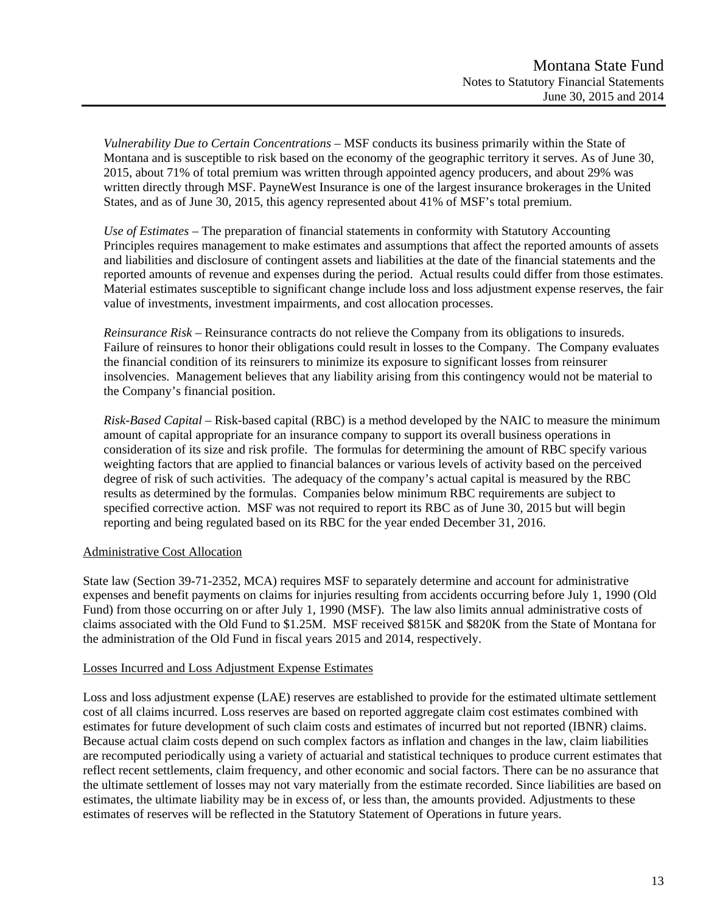*Vulnerability Due to Certain Concentrations* – MSF conducts its business primarily within the State of Montana and is susceptible to risk based on the economy of the geographic territory it serves. As of June 30, 2015, about 71% of total premium was written through appointed agency producers, and about 29% was written directly through MSF. PayneWest Insurance is one of the largest insurance brokerages in the United States, and as of June 30, 2015, this agency represented about 41% of MSF's total premium.

*Use of Estimates* – The preparation of financial statements in conformity with Statutory Accounting Principles requires management to make estimates and assumptions that affect the reported amounts of assets and liabilities and disclosure of contingent assets and liabilities at the date of the financial statements and the reported amounts of revenue and expenses during the period. Actual results could differ from those estimates. Material estimates susceptible to significant change include loss and loss adjustment expense reserves, the fair value of investments, investment impairments, and cost allocation processes.

*Reinsurance Risk* – Reinsurance contracts do not relieve the Company from its obligations to insureds. Failure of reinsures to honor their obligations could result in losses to the Company. The Company evaluates the financial condition of its reinsurers to minimize its exposure to significant losses from reinsurer insolvencies. Management believes that any liability arising from this contingency would not be material to the Company's financial position.

*Risk-Based Capital* – Risk-based capital (RBC) is a method developed by the NAIC to measure the minimum amount of capital appropriate for an insurance company to support its overall business operations in consideration of its size and risk profile. The formulas for determining the amount of RBC specify various weighting factors that are applied to financial balances or various levels of activity based on the perceived degree of risk of such activities. The adequacy of the company's actual capital is measured by the RBC results as determined by the formulas. Companies below minimum RBC requirements are subject to specified corrective action. MSF was not required to report its RBC as of June 30, 2015 but will begin reporting and being regulated based on its RBC for the year ended December 31, 2016.

## Administrative Cost Allocation

State law (Section 39-71-2352, MCA) requires MSF to separately determine and account for administrative expenses and benefit payments on claims for injuries resulting from accidents occurring before July 1, 1990 (Old Fund) from those occurring on or after July 1, 1990 (MSF). The law also limits annual administrative costs of claims associated with the Old Fund to $1.25M. MSF received $815K and $820K from the State of Montana for the administration of the Old Fund in fiscal years 2015 and 2014, respectively.

## Losses Incurred and Loss Adjustment Expense Estimates

Loss and loss adjustment expense (LAE) reserves are established to provide for the estimated ultimate settlement cost of all claims incurred. Loss reserves are based on reported aggregate claim cost estimates combined with estimates for future development of such claim costs and estimates of incurred but not reported (IBNR) claims. Because actual claim costs depend on such complex factors as inflation and changes in the law, claim liabilities are recomputed periodically using a variety of actuarial and statistical techniques to produce current estimates that reflect recent settlements, claim frequency, and other economic and social factors. There can be no assurance that the ultimate settlement of losses may not vary materially from the estimate recorded. Since liabilities are based on estimates, the ultimate liability may be in excess of, or less than, the amounts provided. Adjustments to these estimates of reserves will be reflected in the Statutory Statement of Operations in future years.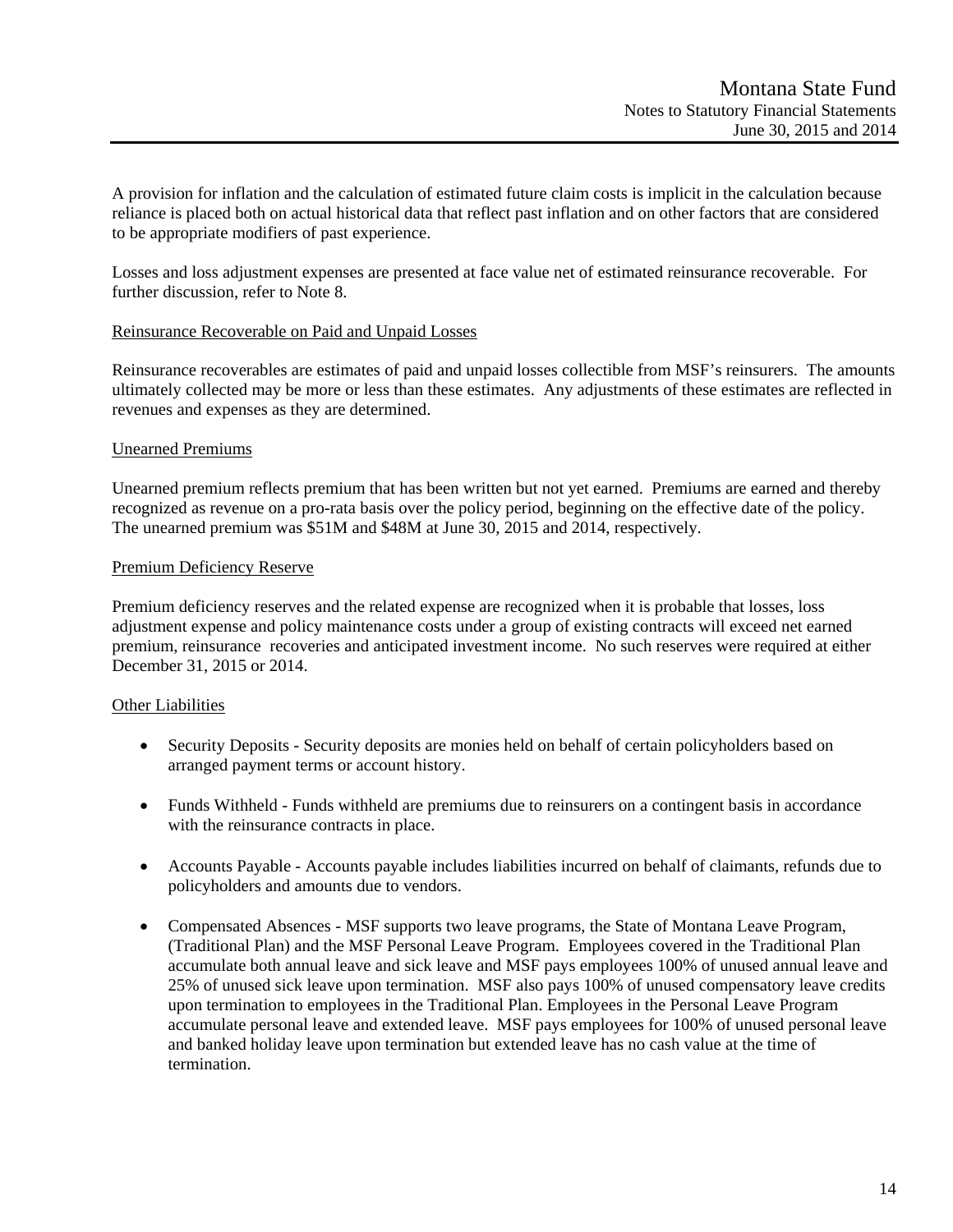A provision for inflation and the calculation of estimated future claim costs is implicit in the calculation because reliance is placed both on actual historical data that reflect past inflation and on other factors that are considered to be appropriate modifiers of past experience.

Losses and loss adjustment expenses are presented at face value net of estimated reinsurance recoverable. For further discussion, refer to Note 8.

Reinsurance Recoverable on Paid and Unpaid Losses

Reinsurance recoverables are estimates of paid and unpaid losses collectible from MSF's reinsurers. The amounts ultimately collected may be more or less than these estimates. Any adjustments of these estimates are reflected in revenues and expenses as they are determined.

Unearned Premiums

Unearned premium reflects premium that has been written but not yet earned. Premiums are earned and thereby recognized as revenue on a pro-rata basis over the policy period, beginning on the effective date of the policy. The unearned premium was $51M and $48M at June 30, 2015 and 2014, respectively.

Premium Deficiency Reserve

Premium deficiency reserves and the related expense are recognized when it is probable that losses, loss adjustment expense and policy maintenance costs under a group of existing contracts will exceed net earned premium, reinsurance recoveries and anticipated investment income. No such reserves were required at either December 31, 2015 or 2014.

Other Liabilities

- Security Deposits - Security deposits are monies held on behalf of certain policyholders based on arranged payment terms or account history.
- Funds Withheld - Funds withheld are premiums due to reinsurers on a contingent basis in accordance with the reinsurance contracts in place.
- Accounts Payable - Accounts payable includes liabilities incurred on behalf of claimants, refunds due to policyholders and amounts due to vendors.
- Compensated Absences - MSF supports two leave programs, the State of Montana Leave Program, (Traditional Plan) and the MSF Personal Leave Program. Employees covered in the Traditional Plan accumulate both annual leave and sick leave and MSF pays employees 100% of unused annual leave and 25% of unused sick leave upon termination. MSF also pays 100% of unused compensatory leave credits upon termination to employees in the Traditional Plan. Employees in the Personal Leave Program accumulate personal leave and extended leave. MSF pays employees for 100% of unused personal leave and banked holiday leave upon termination but extended leave has no cash value at the time of termination.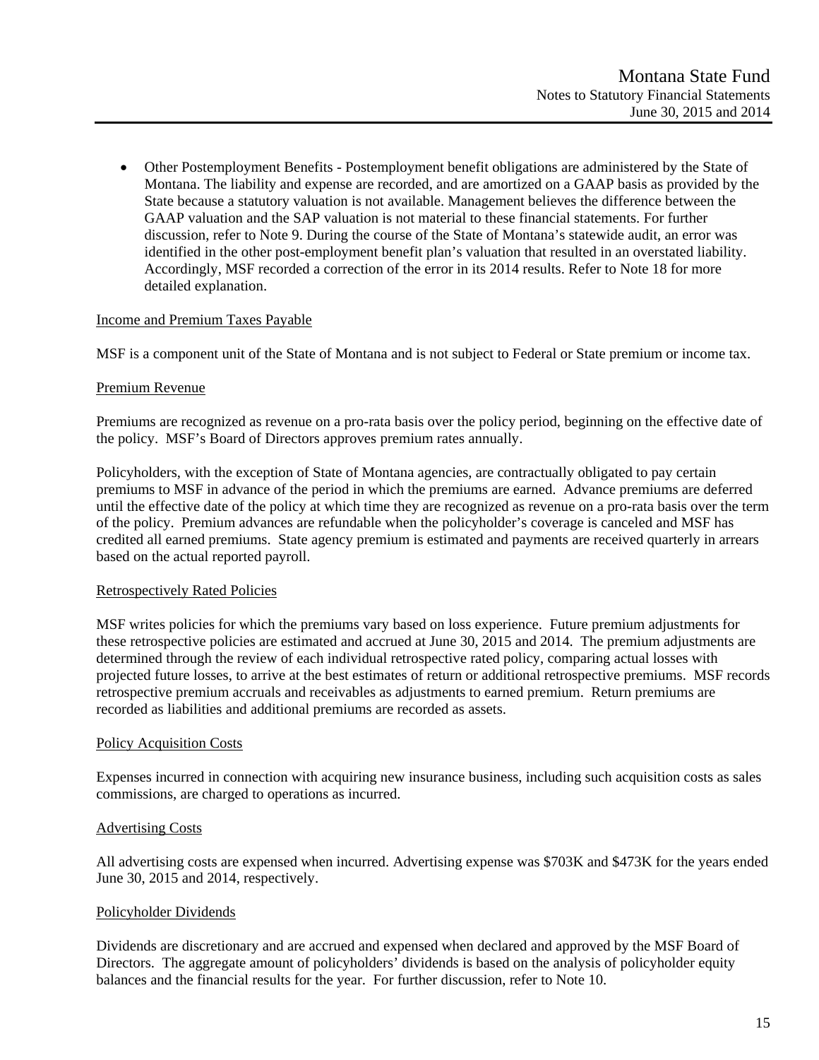- Other Postemployment Benefits - Postemployment benefit obligations are administered by the State of Montana. The liability and expense are recorded, and are amortized on a GAAP basis as provided by the State because a statutory valuation is not available. Management believes the difference between the GAAP valuation and the SAP valuation is not material to these financial statements. For further discussion, refer to Note 9. During the course of the State of Montana's statewide audit, an error was identified in the other post-employment benefit plan's valuation that resulted in an overstated liability. Accordingly, MSF recorded a correction of the error in its 2014 results. Refer to Note 18 for more detailed explanation.

<u>Income and Premium Taxes Payable</u>

MSF is a component unit of the State of Montana and is not subject to Federal or State premium or income tax.

<u>Premium Revenue</u>

Premiums are recognized as revenue on a pro-rata basis over the policy period, beginning on the effective date of the policy. MSF's Board of Directors approves premium rates annually.

Policyholders, with the exception of State of Montana agencies, are contractually obligated to pay certain premiums to MSF in advance of the period in which the premiums are earned. Advance premiums are deferred until the effective date of the policy at which time they are recognized as revenue on a pro-rata basis over the term of the policy. Premium advances are refundable when the policyholder's coverage is canceled and MSF has credited all earned premiums. State agency premium is estimated and payments are received quarterly in arrears based on the actual reported payroll.

<u>Retrospectively Rated Policies</u>

MSF writes policies for which the premiums vary based on loss experience. Future premium adjustments for these retrospective policies are estimated and accrued at June 30, 2015 and 2014. The premium adjustments are determined through the review of each individual retrospective rated policy, comparing actual losses with projected future losses, to arrive at the best estimates of return or additional retrospective premiums. MSF records retrospective premium accruals and receivables as adjustments to earned premium. Return premiums are recorded as liabilities and additional premiums are recorded as assets.

<u>Policy Acquisition Costs</u>

Expenses incurred in connection with acquiring new insurance business, including such acquisition costs as sales commissions, are charged to operations as incurred.

<u>Advertising Costs</u>

All advertising costs are expensed when incurred. Advertising expense was $703K and $473K for the years ended June 30, 2015 and 2014, respectively.

<u>Policyholder Dividends</u>

Dividends are discretionary and are accrued and expensed when declared and approved by the MSF Board of Directors. The aggregate amount of policyholders' dividends is based on the analysis of policyholder equity balances and the financial results for the year. For further discussion, refer to Note 10.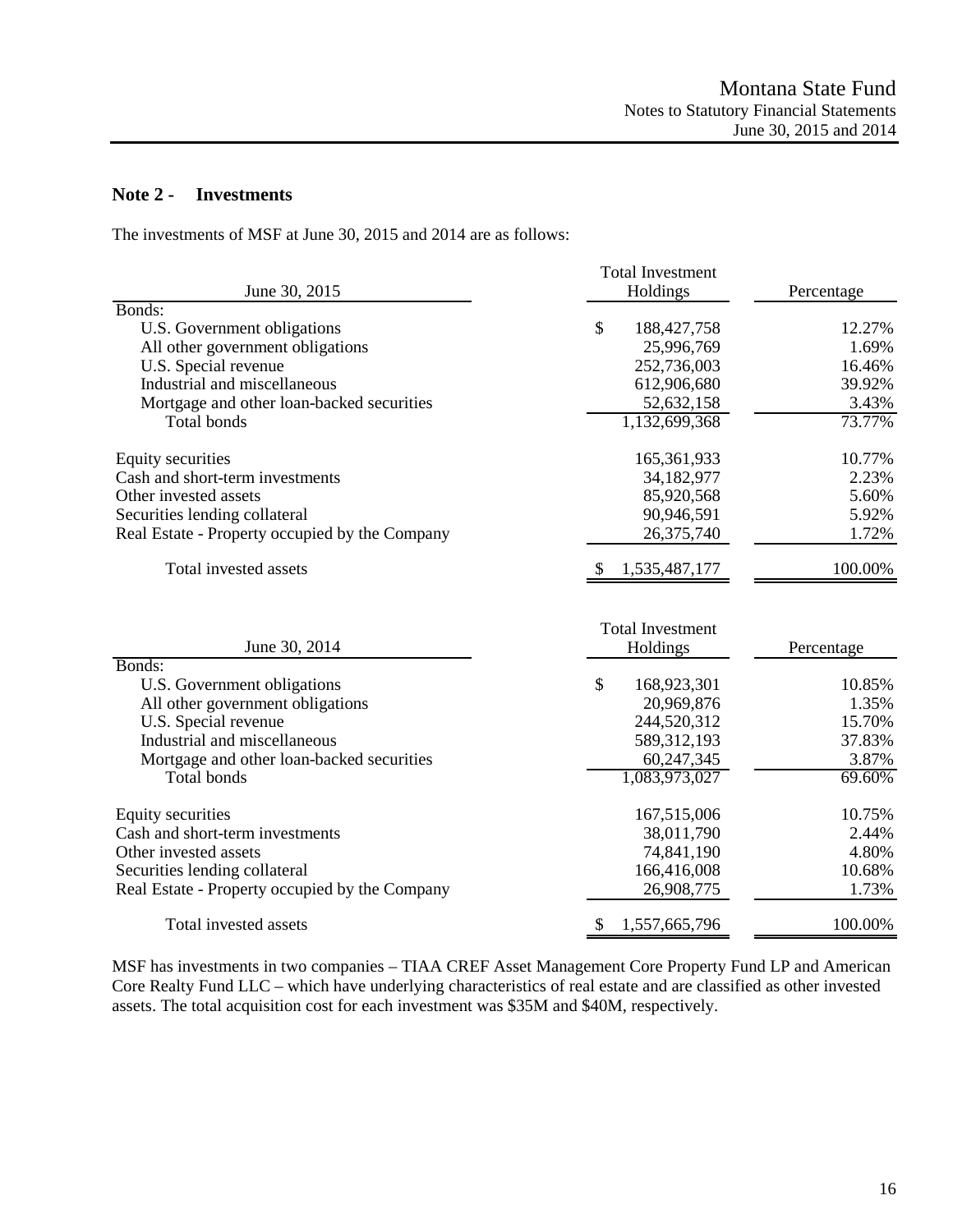## Note 2 - Investments

The investments of MSF at June 30, 2015 and 2014 are as follows:

| June 30, 2015 | Total Investment Holdings | Percentage |
|---|---|---|
| Bonds: | | |
| U.S. Government obligations | $ 188,427,758 | 12.27% |
| All other government obligations | 25,996,769 | 1.69% |
| U.S. Special revenue | 252,736,003 | 16.46% |
| Industrial and miscellaneous | 612,906,680 | 39.92% |
| Mortgage and other loan-backed securities | 52,632,158 | 3.43% |
| Total bonds | 1,132,699,368 | 73.77% |
| Equity securities | 165,361,933 | 10.77% |
| Cash and short-term investments | 34,182,977 | 2.23% |
| Other invested assets | 85,920,568 | 5.60% |
| Securities lending collateral | 90,946,591 | 5.92% |
| Real Estate - Property occupied by the Company | 26,375,740 | 1.72% |
| Total invested assets | $ 1,535,487,177 | 100.00% |

| June 30, 2014 | Total Investment Holdings | Percentage |
|---|---|---|
| Bonds: | | |
| U.S. Government obligations | $ 168,923,301 | 10.85% |
| All other government obligations | 20,969,876 | 1.35% |
| U.S. Special revenue | 244,520,312 | 15.70% |
| Industrial and miscellaneous | 589,312,193 | 37.83% |
| Mortgage and other loan-backed securities | 60,247,345 | 3.87% |
| Total bonds | 1,083,973,027 | 69.60% |
| Equity securities | 167,515,006 | 10.75% |
| Cash and short-term investments | 38,011,790 | 2.44% |
| Other invested assets | 74,841,190 | 4.80% |
| Securities lending collateral | 166,416,008 | 10.68% |
| Real Estate - Property occupied by the Company | 26,908,775 | 1.73% |
| Total invested assets | $ 1,557,665,796 | 100.00% |

MSF has investments in two companies – TIAA CREF Asset Management Core Property Fund LP and American Core Realty Fund LLC – which have underlying characteristics of real estate and are classified as other invested assets. The total acquisition cost for each investment was $35M and $40M, respectively.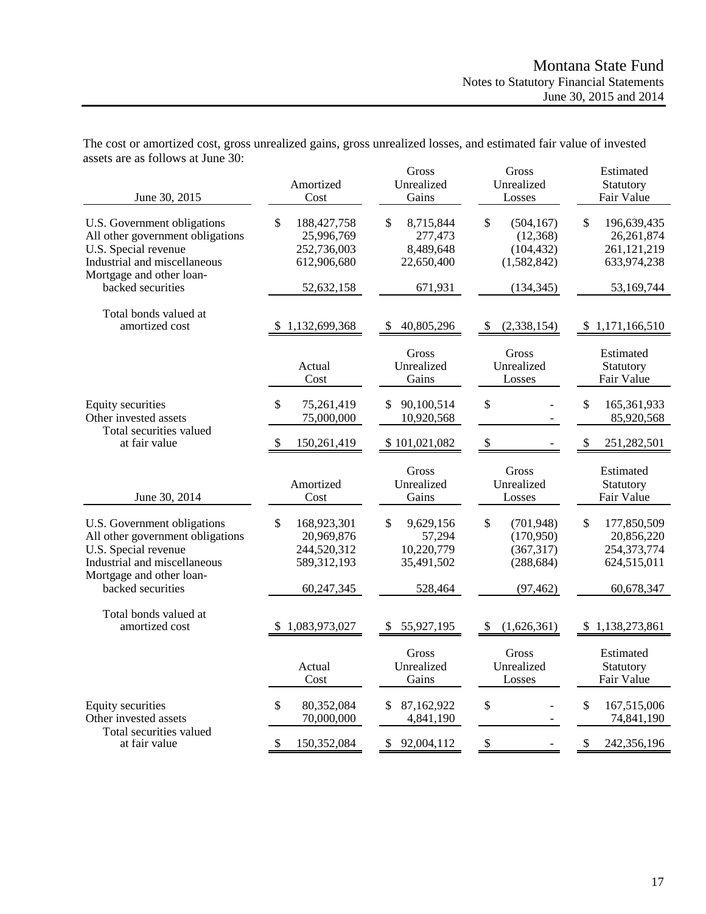The cost or amortized cost, gross unrealized gains, gross unrealized losses, and estimated fair value of invested assets are as follows at June 30:

| June 30, 2015 | Amortized Cost | Gross Unrealized Gains | Gross Unrealized Losses | Estimated Statutory Fair Value |
|---|---|---|---|---|
| U.S. Government obligations | $ 188,427,758 | $ 8,715,844 | $ (504,167) | $ 196,639,435 |
| All other government obligations | 25,996,769 | 277,473 | (12,368) | 26,261,874 |
| U.S. Special revenue | 252,736,003 | 8,489,648 | (104,432) | 261,121,219 |
| Industrial and miscellaneous | 612,906,680 | 22,650,400 | (1,582,842) | 633,974,238 |
| Mortgage and other loan-backed securities | 52,632,158 | 671,931 | (134,345) | 53,169,744 |
| Total bonds valued at amortized cost | $ 1,132,699,368 | $ 40,805,296 | $ (2,338,154) | $ 1,171,166,510 |

| | Actual Cost | Gross Unrealized Gains | Gross Unrealized Losses | Estimated Statutory Fair Value |
|---|---|---|---|---|
| Equity securities | $ 75,261,419 | $ 90,100,514 | $ - | $ 165,361,933 |
| Other invested assets | 75,000,000 | 10,920,568 | - | 85,920,568 |
| Total securities valued at fair value | $ 150,261,419 | $ 101,021,082 | $ - | $ 251,282,501 |

| June 30, 2014 | Amortized Cost | Gross Unrealized Gains | Gross Unrealized Losses | Estimated Statutory Fair Value |
|---|---|---|---|---|
| U.S. Government obligations | $ 168,923,301 | $ 9,629,156 | $ (701,948) | $ 177,850,509 |
| All other government obligations | 20,969,876 | 57,294 | (170,950) | 20,856,220 |
| U.S. Special revenue | 244,520,312 | 10,220,779 | (367,317) | 254,373,774 |
| Industrial and miscellaneous | 589,312,193 | 35,491,502 | (288,684) | 624,515,011 |
| Mortgage and other loan-backed securities | 60,247,345 | 528,464 | (97,462) | 60,678,347 |
| Total bonds valued at amortized cost | $ 1,083,973,027 | $ 55,927,195 | $ (1,626,361) | $ 1,138,273,861 |

| | Actual Cost | Gross Unrealized Gains | Gross Unrealized Losses | Estimated Statutory Fair Value |
|---|---|---|---|---|
| Equity securities | $ 80,352,084 | $ 87,162,922 | $ - | $ 167,515,006 |
| Other invested assets | 70,000,000 | 4,841,190 | - | 74,841,190 |
| Total securities valued at fair value | $ 150,352,084 | $ 92,004,112 | $ - | $ 242,356,196 |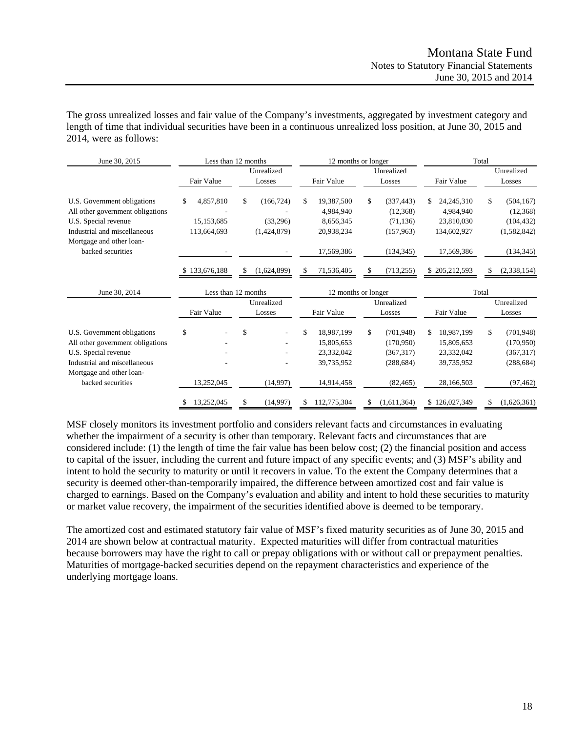The gross unrealized losses and fair value of the Company's investments, aggregated by investment category and length of time that individual securities have been in a continuous unrealized loss position, at June 30, 2015 and 2014, were as follows:

| June 30, 2015 | Less than 12 months | | 12 months or longer | | Total | |
|---|---|---|---|---|---|---|
| | Fair Value | Unrealized Losses | Fair Value | Unrealized Losses | Fair Value | Unrealized Losses |
| U.S. Government obligations | $ 4,857,810 | $ (166,724) | $ 19,387,500 | $ (337,443) | $ 24,245,310 | $ (504,167) |
| All other government obligations | - | - | 4,984,940 | (12,368) | 4,984,940 | (12,368) |
| U.S. Special revenue | 15,153,685 | (33,296) | 8,656,345 | (71,136) | 23,810,030 | (104,432) |
| Industrial and miscellaneous | 113,664,693 | (1,424,879) | 20,938,234 | (157,963) | 134,602,927 | (1,582,842) |
| Mortgage and other loan-backed securities | - | - | 17,569,386 | (134,345) | 17,569,386 | (134,345) |
| | $ 133,676,188 | $ (1,624,899) | $ 71,536,405 | $ (713,255) | $ 205,212,593 | $ (2,338,154) |

| June 30, 2014 | Less than 12 months | | 12 months or longer | | Total | |
|---|---|---|---|---|---|---|
| | Fair Value | Unrealized Losses | Fair Value | Unrealized Losses | Fair Value | Unrealized Losses |
| U.S. Government obligations | $ - | $ - | $ 18,987,199 | $ (701,948) | $ 18,987,199 | $ (701,948) |
| All other government obligations | - | - | 15,805,653 | (170,950) | 15,805,653 | (170,950) |
| U.S. Special revenue | - | - | 23,332,042 | (367,317) | 23,332,042 | (367,317) |
| Industrial and miscellaneous | - | - | 39,735,952 | (288,684) | 39,735,952 | (288,684) |
| Mortgage and other loan-backed securities | 13,252,045 | (14,997) | 14,914,458 | (82,465) | 28,166,503 | (97,462) |
| | $ 13,252,045 | $ (14,997) | $ 112,775,304 | $ (1,611,364) | $ 126,027,349 | $ (1,626,361) |

MSF closely monitors its investment portfolio and considers relevant facts and circumstances in evaluating whether the impairment of a security is other than temporary. Relevant facts and circumstances that are considered include: (1) the length of time the fair value has been below cost; (2) the financial position and access to capital of the issuer, including the current and future impact of any specific events; and (3) MSF's ability and intent to hold the security to maturity or until it recovers in value. To the extent the Company determines that a security is deemed other-than-temporarily impaired, the difference between amortized cost and fair value is charged to earnings. Based on the Company's evaluation and ability and intent to hold these securities to maturity or market value recovery, the impairment of the securities identified above is deemed to be temporary.

The amortized cost and estimated statutory fair value of MSF's fixed maturity securities as of June 30, 2015 and 2014 are shown below at contractual maturity. Expected maturities will differ from contractual maturities because borrowers may have the right to call or prepay obligations with or without call or prepayment penalties. Maturities of mortgage-backed securities depend on the repayment characteristics and experience of the underlying mortgage loans.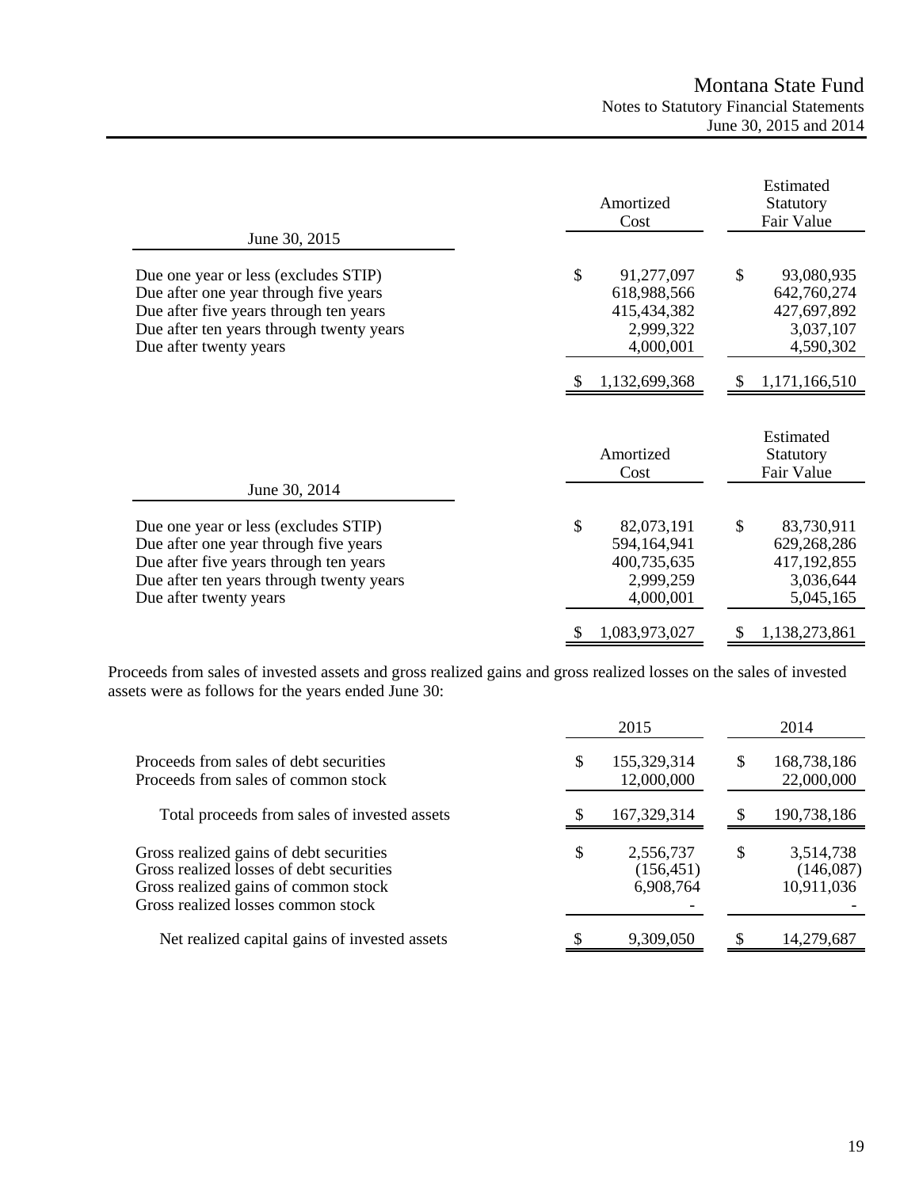| June 30, 2015 | Amortized Cost | Estimated Statutory Fair Value |
|---|---|---|
| Due one year or less (excludes STIP) | $ 91,277,097 | $ 93,080,935 |
| Due after one year through five years | 618,988,566 | 642,760,274 |
| Due after five years through ten years | 415,434,382 | 427,697,892 |
| Due after ten years through twenty years | 2,999,322 | 3,037,107 |
| Due after twenty years | 4,000,001 | 4,590,302 |
| | $ 1,132,699,368 | $ 1,171,166,510 |

| June 30, 2014 | Amortized Cost | Estimated Statutory Fair Value |
|---|---|---|
| Due one year or less (excludes STIP) | $ 82,073,191 | $ 83,730,911 |
| Due after one year through five years | 594,164,941 | 629,268,286 |
| Due after five years through ten years | 400,735,635 | 417,192,855 |
| Due after ten years through twenty years | 2,999,259 | 3,036,644 |
| Due after twenty years | 4,000,001 | 5,045,165 |
| | $ 1,083,973,027 | $ 1,138,273,861 |

Proceeds from sales of invested assets and gross realized gains and gross realized losses on the sales of invested assets were as follows for the years ended June 30:

| | 2015 | 2014 |
|---|---|---|
| Proceeds from sales of debt securities | $ 155,329,314 | $ 168,738,186 |
| Proceeds from sales of common stock | 12,000,000 | 22,000,000 |
| Total proceeds from sales of invested assets | $ 167,329,314 | $ 190,738,186 |
| Gross realized gains of debt securities | $ 2,556,737 | $ 3,514,738 |
| Gross realized losses of debt securities | (156,451) | (146,087) |
| Gross realized gains of common stock | 6,908,764 | 10,911,036 |
| Gross realized losses common stock | - | - |
| Net realized capital gains of invested assets | $ 9,309,050 | $ 14,279,687 |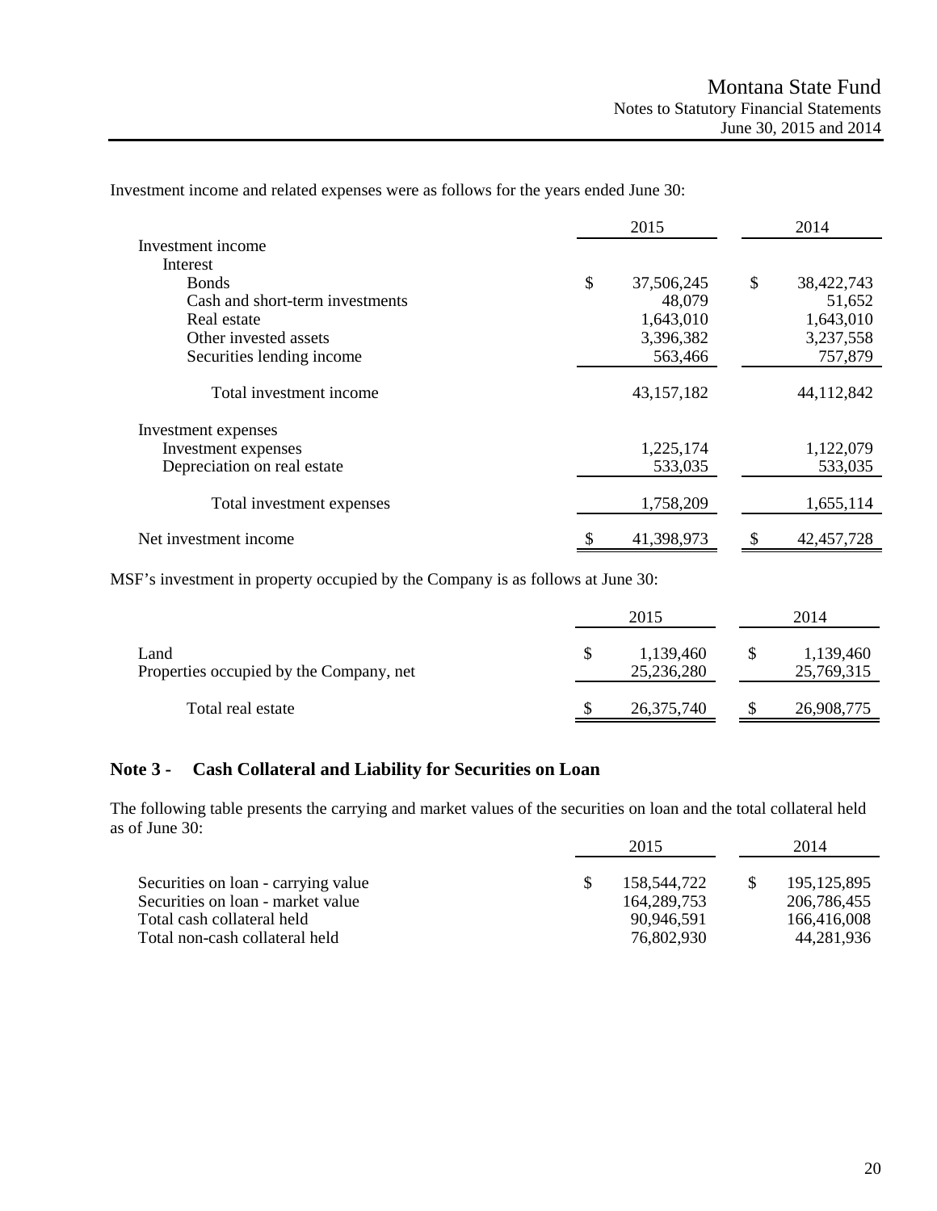Investment income and related expenses were as follows for the years ended June 30:

| | 2015 | 2014 |
|---|---|---|
| Investment income | | |
| Interest | | |
| Bonds | $ 37,506,245 | $ 38,422,743 |
| Cash and short-term investments | 48,079 | 51,652 |
| Real estate | 1,643,010 | 1,643,010 |
| Other invested assets | 3,396,382 | 3,237,558 |
| Securities lending income | 563,466 | 757,879 |
| Total investment income | 43,157,182 | 44,112,842 |
| Investment expenses | | |
| Investment expenses | 1,225,174 | 1,122,079 |
| Depreciation on real estate | 533,035 | 533,035 |
| Total investment expenses | 1,758,209 | 1,655,114 |
| Net investment income | $ 41,398,973 | $ 42,457,728 |

MSF's investment in property occupied by the Company is as follows at June 30:

| | 2015 | 2014 |
|---|---|---|
| Land | $ 1,139,460 | $ 1,139,460 |
| Properties occupied by the Company, net | 25,236,280 | 25,769,315 |
| Total real estate | $ 26,375,740 | $ 26,908,775 |

## Note 3 - Cash Collateral and Liability for Securities on Loan

The following table presents the carrying and market values of the securities on loan and the total collateral held as of June 30:

| | 2015 | 2014 |
|---|---|---|
| Securities on loan - carrying value | $ 158,544,722 | $ 195,125,895 |
| Securities on loan - market value | 164,289,753 | 206,786,455 |
| Total cash collateral held | 90,946,591 | 166,416,008 |
| Total non-cash collateral held | 76,802,930 | 44,281,936 |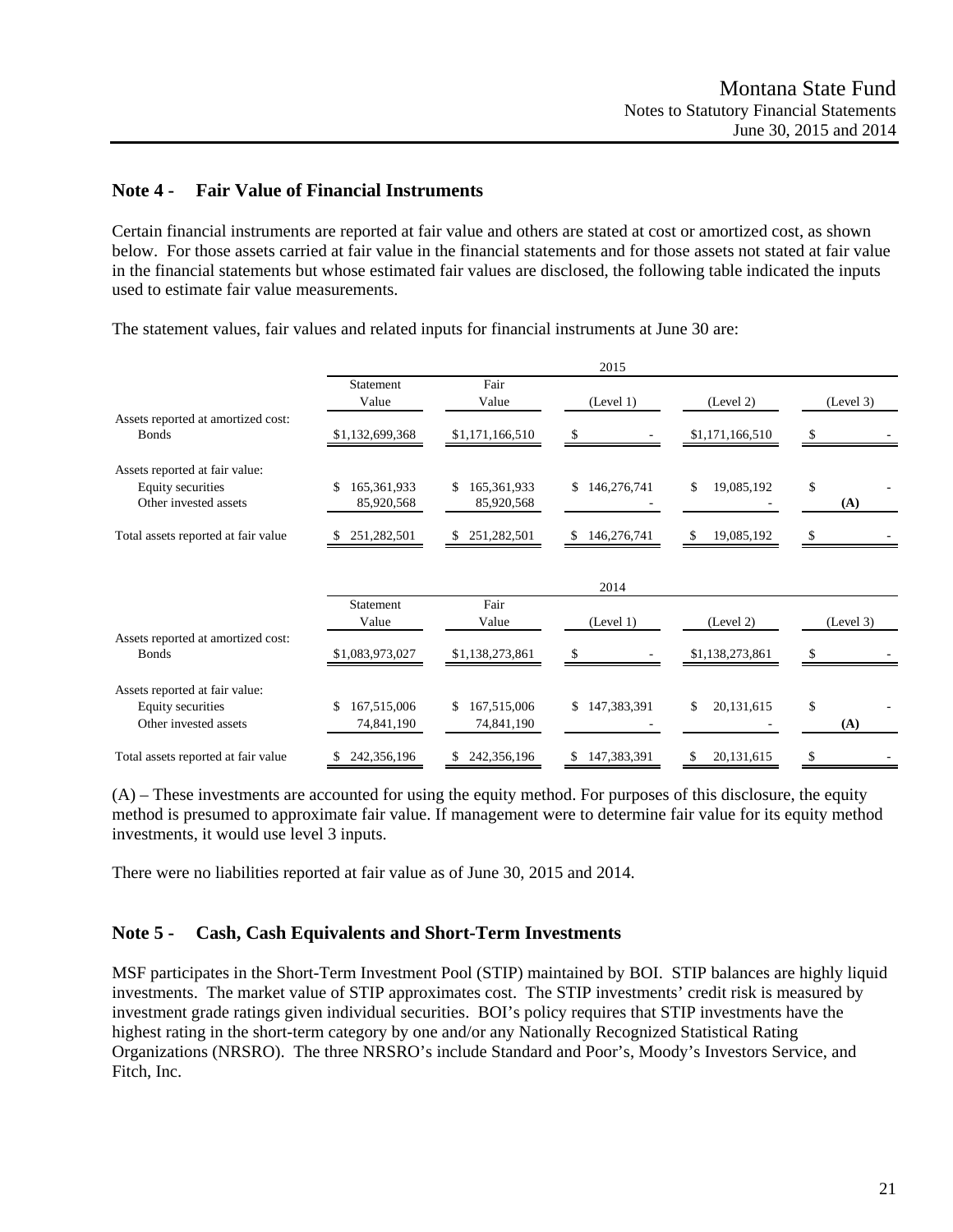## Note 4 - Fair Value of Financial Instruments

Certain financial instruments are reported at fair value and others are stated at cost or amortized cost, as shown below. For those assets carried at fair value in the financial statements and for those assets not stated at fair value in the financial statements but whose estimated fair values are disclosed, the following table indicated the inputs used to estimate fair value measurements.

The statement values, fair values and related inputs for financial instruments at June 30 are:

| | 2015 | | | | |
|---|---|---|---|---|---|
| | Statement Value | Fair Value | (Level 1) | (Level 2) | (Level 3) |
| Assets reported at amortized cost: | | | | | |
| Bonds | $1,132,699,368 | $1,171,166,510 | $ - | $1,171,166,510 | $ - |
| Assets reported at fair value: | | | | | |
| Equity securities | $ 165,361,933 | $ 165,361,933 | $ 146,276,741 | $ 19,085,192 | $ - |
| Other invested assets | 85,920,568 | 85,920,568 | - | - | (A) |
| Total assets reported at fair value | $ 251,282,501 | $ 251,282,501 | $ 146,276,741 | $ 19,085,192 | $ - |

| | 2014 | | | | |
|---|---|---|---|---|---|
| | Statement Value | Fair Value | (Level 1) | (Level 2) | (Level 3) |
| Assets reported at amortized cost: | | | | | |
| Bonds | $1,083,973,027 | $1,138,273,861 | $ - | $1,138,273,861 | $ - |
| Assets reported at fair value: | | | | | |
| Equity securities | $ 167,515,006 | $ 167,515,006 | $ 147,383,391 | $ 20,131,615 | $ - |
| Other invested assets | 74,841,190 | 74,841,190 | - | - | (A) |
| Total assets reported at fair value | $ 242,356,196 | $ 242,356,196 | $ 147,383,391 | $ 20,131,615 | $ - |

(A) – These investments are accounted for using the equity method. For purposes of this disclosure, the equity method is presumed to approximate fair value. If management were to determine fair value for its equity method investments, it would use level 3 inputs.

There were no liabilities reported at fair value as of June 30, 2015 and 2014.

## Note 5 - Cash, Cash Equivalents and Short-Term Investments

MSF participates in the Short-Term Investment Pool (STIP) maintained by BOI. STIP balances are highly liquid investments. The market value of STIP approximates cost. The STIP investments' credit risk is measured by investment grade ratings given individual securities. BOI's policy requires that STIP investments have the highest rating in the short-term category by one and/or any Nationally Recognized Statistical Rating Organizations (NRSRO). The three NRSRO's include Standard and Poor's, Moody's Investors Service, and Fitch, Inc.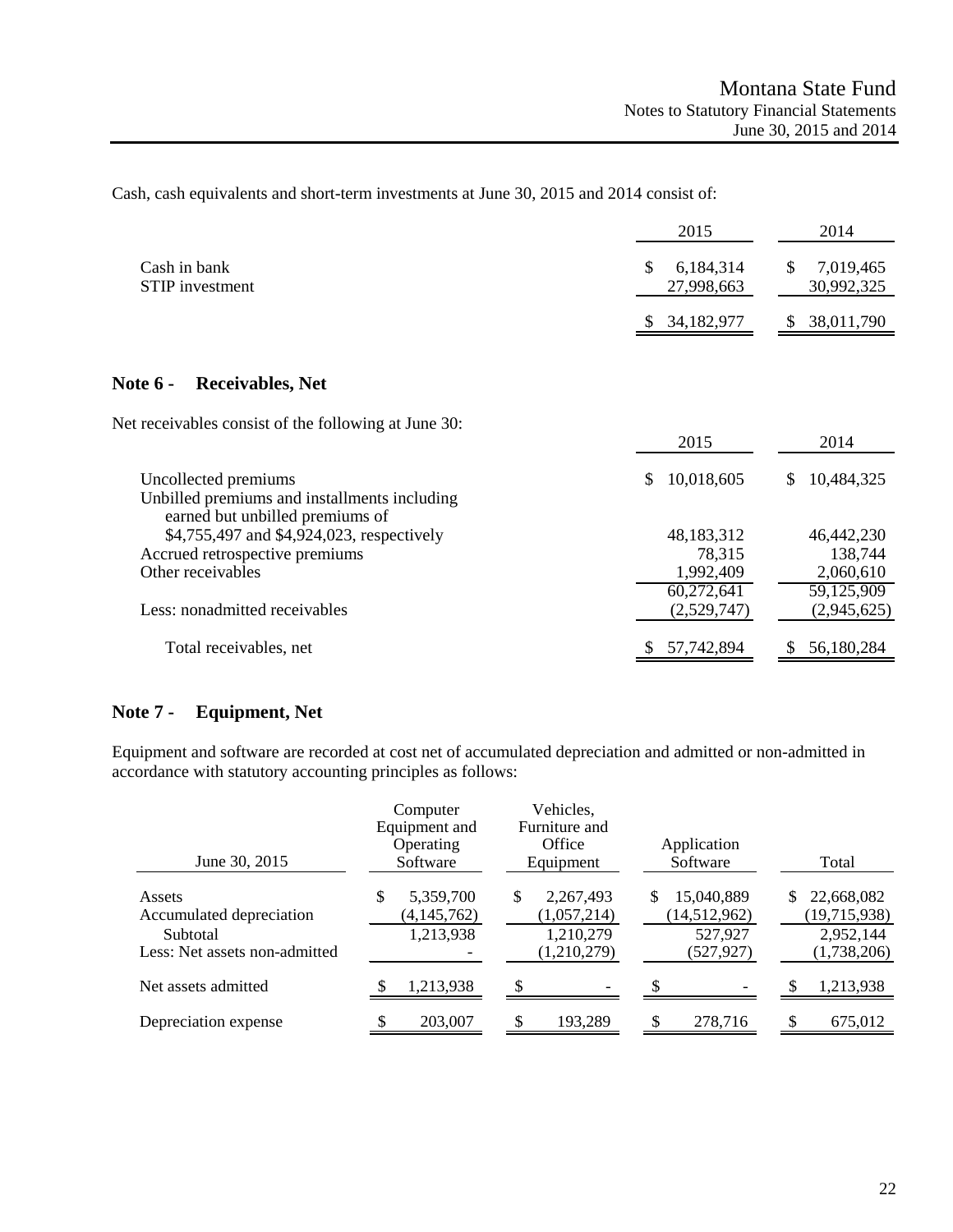Cash, cash equivalents and short-term investments at June 30, 2015 and 2014 consist of:

| | 2015 | 2014 |
|---|---|---|
| Cash in bank | $ 6,184,314 | $ 7,019,465 |
| STIP investment | 27,998,663 | 30,992,325 |
| | $ 34,182,977 | $ 38,011,790 |

## Note 6 - Receivables, Net

Net receivables consist of the following at June 30:

| | 2015 | 2014 |
|---|---|---|
| Uncollected premiums | $ 10,018,605 | $ 10,484,325 |
| Unbilled premiums and installments including earned but unbilled premiums of $4,755,497 and $4,924,023, respectively | 48,183,312 | 46,442,230 |
| Accrued retrospective premiums | 78,315 | 138,744 |
| Other receivables | 1,992,409 | 2,060,610 |
| | 60,272,641 | 59,125,909 |
| Less: nonadmitted receivables | (2,529,747) | (2,945,625) |
| Total receivables, net | $ 57,742,894 | $ 56,180,284 |

## Note 7 - Equipment, Net

Equipment and software are recorded at cost net of accumulated depreciation and admitted or non-admitted in accordance with statutory accounting principles as follows:

| June 30, 2015 | Computer Equipment and Operating Software | Vehicles, Furniture and Office Equipment | Application Software | Total |
|---|---|---|---|---|
| Assets | $ 5,359,700 | $ 2,267,493 | $ 15,040,889 | $ 22,668,082 |
| Accumulated depreciation | (4,145,762) | (1,057,214) | (14,512,962) | (19,715,938) |
| Subtotal | 1,213,938 | 1,210,279 | 527,927 | 2,952,144 |
| Less: Net assets non-admitted | - | (1,210,279) | (527,927) | (1,738,206) |
| Net assets admitted | $ 1,213,938 | $ - | $ - | $ 1,213,938 |
| Depreciation expense | $ 203,007 | $ 193,289 | $ 278,716 | $ 675,012 |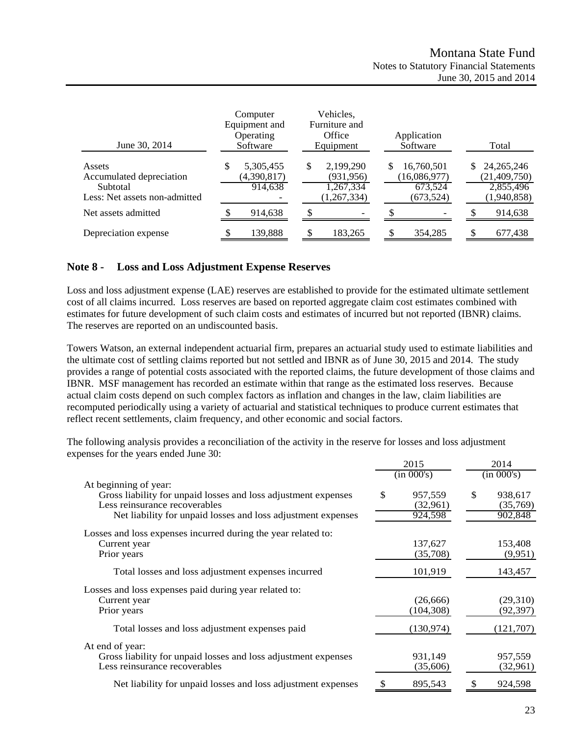| June 30, 2014 | Computer Equipment and Operating Software | Vehicles, Furniture and Office Equipment | Application Software | Total |
|---|---|---|---|---|
| Assets | $ 5,305,455 | $ 2,199,290 | $ 16,760,501 | $ 24,265,246 |
| Accumulated depreciation | (4,390,817) | (931,956) | (16,086,977) | (21,409,750) |
| Subtotal | 914,638 | 1,267,334 | 673,524 | 2,855,496 |
| Less: Net assets non-admitted | - | (1,267,334) | (673,524) | (1,940,858) |
| Net assets admitted | $ 914,638 | $ - | $ - | $ 914,638 |
| Depreciation expense | $ 139,888 | $ 183,265 | $ 354,285 | $ 677,438 |

## Note 8 - Loss and Loss Adjustment Expense Reserves

Loss and loss adjustment expense (LAE) reserves are established to provide for the estimated ultimate settlement cost of all claims incurred. Loss reserves are based on reported aggregate claim cost estimates combined with estimates for future development of such claim costs and estimates of incurred but not reported (IBNR) claims. The reserves are reported on an undiscounted basis.

Towers Watson, an external independent actuarial firm, prepares an actuarial study used to estimate liabilities and the ultimate cost of settling claims reported but not settled and IBNR as of June 30, 2015 and 2014. The study provides a range of potential costs associated with the reported claims, the future development of those claims and IBNR. MSF management has recorded an estimate within that range as the estimated loss reserves. Because actual claim costs depend on such complex factors as inflation and changes in the law, claim liabilities are recomputed periodically using a variety of actuarial and statistical techniques to produce current estimates that reflect recent settlements, claim frequency, and other economic and social factors.

The following analysis provides a reconciliation of the activity in the reserve for losses and loss adjustment expenses for the years ended June 30:

| | 2015 (in 000's) | 2014 (in 000's) |
|---|---|---|
| At beginning of year: | | |
| Gross liability for unpaid losses and loss adjustment expenses | $ 957,559 | $ 938,617 |
| Less reinsurance recoverables | (32,961) | (35,769) |
| Net liability for unpaid losses and loss adjustment expenses | 924,598 | 902,848 |
| Losses and loss expenses incurred during the year related to: | | |
| Current year | 137,627 | 153,408 |
| Prior years | (35,708) | (9,951) |
| Total losses and loss adjustment expenses incurred | 101,919 | 143,457 |
| Losses and loss expenses paid during year related to: | | |
| Current year | (26,666) | (29,310) |
| Prior years | (104,308) | (92,397) |
| Total losses and loss adjustment expenses paid | (130,974) | (121,707) |
| At end of year: | | |
| Gross liability for unpaid losses and loss adjustment expenses | 931,149 | 957,559 |
| Less reinsurance recoverables | (35,606) | (32,961) |
| Net liability for unpaid losses and loss adjustment expenses | $ 895,543 | $ 924,598 |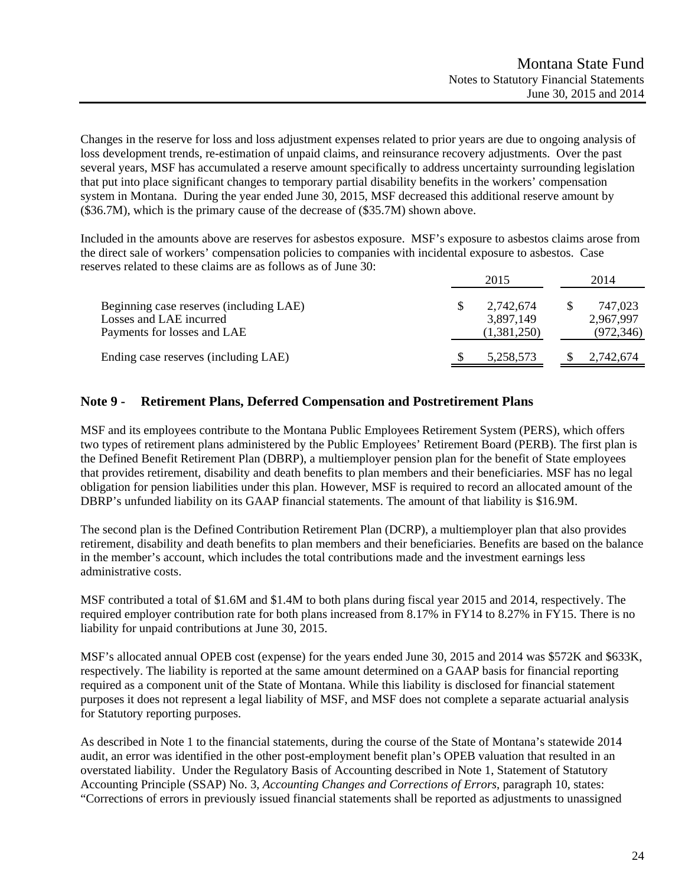Changes in the reserve for loss and loss adjustment expenses related to prior years are due to ongoing analysis of loss development trends, re-estimation of unpaid claims, and reinsurance recovery adjustments. Over the past several years, MSF has accumulated a reserve amount specifically to address uncertainty surrounding legislation that put into place significant changes to temporary partial disability benefits in the workers' compensation system in Montana. During the year ended June 30, 2015, MSF decreased this additional reserve amount by ($36.7M), which is the primary cause of the decrease of ($35.7M) shown above.

Included in the amounts above are reserves for asbestos exposure. MSF's exposure to asbestos claims arose from the direct sale of workers' compensation policies to companies with incidental exposure to asbestos. Case reserves related to these claims are as follows as of June 30:

| | 2015 | 2014 |
|---|---|---|
| Beginning case reserves (including LAE) | $ 2,742,674 | $ 747,023 |
| Losses and LAE incurred | 3,897,149 | 2,967,997 |
| Payments for losses and LAE | (1,381,250) | (972,346) |
| Ending case reserves (including LAE) | $ 5,258,573 | $ 2,742,674 |

## Note 9 - Retirement Plans, Deferred Compensation and Postretirement Plans

MSF and its employees contribute to the Montana Public Employees Retirement System (PERS), which offers two types of retirement plans administered by the Public Employees' Retirement Board (PERB). The first plan is the Defined Benefit Retirement Plan (DBRP), a multiemployer pension plan for the benefit of State employees that provides retirement, disability and death benefits to plan members and their beneficiaries. MSF has no legal obligation for pension liabilities under this plan. However, MSF is required to record an allocated amount of the DBRP's unfunded liability on its GAAP financial statements. The amount of that liability is $16.9M.

The second plan is the Defined Contribution Retirement Plan (DCRP), a multiemployer plan that also provides retirement, disability and death benefits to plan members and their beneficiaries. Benefits are based on the balance in the member's account, which includes the total contributions made and the investment earnings less administrative costs.

MSF contributed a total of $1.6M and $1.4M to both plans during fiscal year 2015 and 2014, respectively. The required employer contribution rate for both plans increased from 8.17% in FY14 to 8.27% in FY15. There is no liability for unpaid contributions at June 30, 2015.

MSF's allocated annual OPEB cost (expense) for the years ended June 30, 2015 and 2014 was $572K and $633K, respectively. The liability is reported at the same amount determined on a GAAP basis for financial reporting required as a component unit of the State of Montana. While this liability is disclosed for financial statement purposes it does not represent a legal liability of MSF, and MSF does not complete a separate actuarial analysis for Statutory reporting purposes.

As described in Note 1 to the financial statements, during the course of the State of Montana's statewide 2014 audit, an error was identified in the other post-employment benefit plan's OPEB valuation that resulted in an overstated liability. Under the Regulatory Basis of Accounting described in Note 1, Statement of Statutory Accounting Principle (SSAP) No. 3, *Accounting Changes and Corrections of Errors*, paragraph 10, states: "Corrections of errors in previously issued financial statements shall be reported as adjustments to unassigned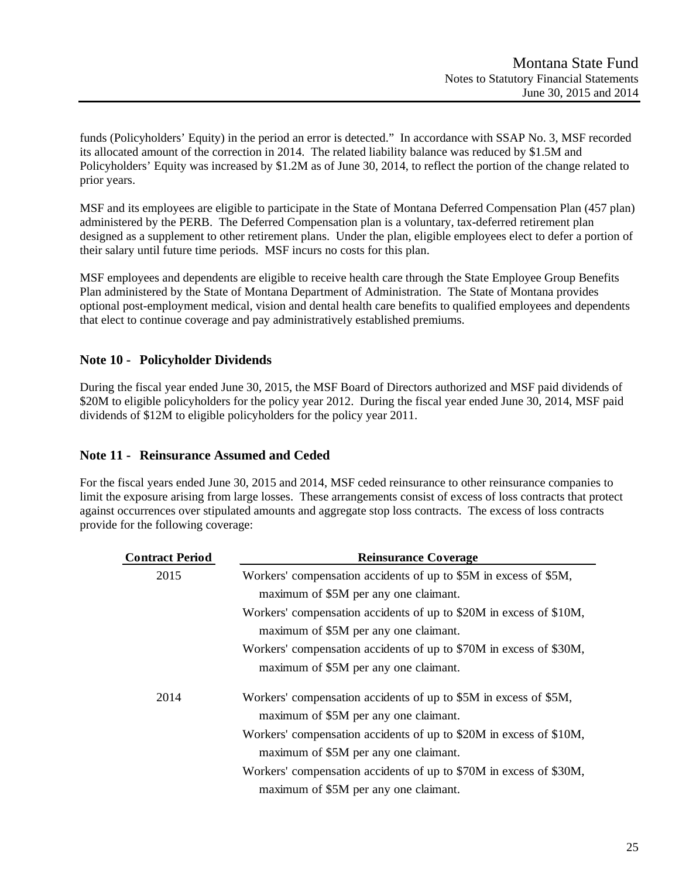funds (Policyholders' Equity) in the period an error is detected." In accordance with SSAP No. 3, MSF recorded its allocated amount of the correction in 2014. The related liability balance was reduced by $1.5M and Policyholders' Equity was increased by $1.2M as of June 30, 2014, to reflect the portion of the change related to prior years.

MSF and its employees are eligible to participate in the State of Montana Deferred Compensation Plan (457 plan) administered by the PERB. The Deferred Compensation plan is a voluntary, tax-deferred retirement plan designed as a supplement to other retirement plans. Under the plan, eligible employees elect to defer a portion of their salary until future time periods. MSF incurs no costs for this plan.

MSF employees and dependents are eligible to receive health care through the State Employee Group Benefits Plan administered by the State of Montana Department of Administration. The State of Montana provides optional post-employment medical, vision and dental health care benefits to qualified employees and dependents that elect to continue coverage and pay administratively established premiums.

## Note 10 - Policyholder Dividends

During the fiscal year ended June 30, 2015, the MSF Board of Directors authorized and MSF paid dividends of $20M to eligible policyholders for the policy year 2012. During the fiscal year ended June 30, 2014, MSF paid dividends of $12M to eligible policyholders for the policy year 2011.

## Note 11 - Reinsurance Assumed and Ceded

For the fiscal years ended June 30, 2015 and 2014, MSF ceded reinsurance to other reinsurance companies to limit the exposure arising from large losses. These arrangements consist of excess of loss contracts that protect against occurrences over stipulated amounts and aggregate stop loss contracts. The excess of loss contracts provide for the following coverage:

| Contract Period | Reinsurance Coverage |
|---|---|
| 2015 | Workers' compensation accidents of up to $5M in excess of $5M, maximum of $5M per any one claimant. |
| | Workers' compensation accidents of up to $20M in excess of $10M, maximum of $5M per any one claimant. |
| | Workers' compensation accidents of up to $70M in excess of $30M, maximum of $5M per any one claimant. |
| 2014 | Workers' compensation accidents of up to $5M in excess of $5M, maximum of $5M per any one claimant. |
| | Workers' compensation accidents of up to $20M in excess of $10M, maximum of $5M per any one claimant. |
| | Workers' compensation accidents of up to $70M in excess of $30M, maximum of $5M per any one claimant. |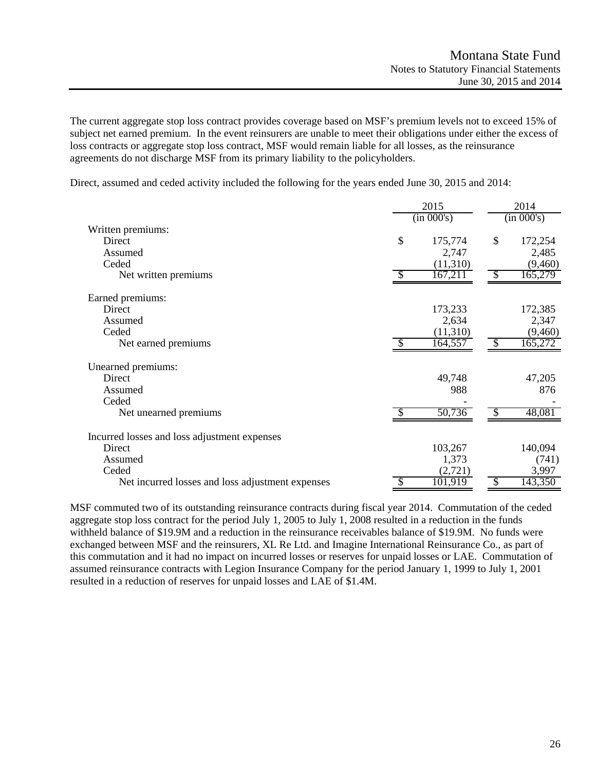The current aggregate stop loss contract provides coverage based on MSF's premium levels not to exceed 15% of subject net earned premium. In the event reinsurers are unable to meet their obligations under either the excess of loss contracts or aggregate stop loss contract, MSF would remain liable for all losses, as the reinsurance agreements do not discharge MSF from its primary liability to the policyholders.

Direct, assumed and ceded activity included the following for the years ended June 30, 2015 and 2014:

| | 2015 (in 000's) | 2014 (in 000's) |
|---|---|---|
| Written premiums: | | |
| Direct | $ 175,774 | $ 172,254 |
| Assumed | 2,747 | 2,485 |
| Ceded | (11,310) | (9,460) |
| Net written premiums | $ 167,211 | $ 165,279 |
| Earned premiums: | | |
| Direct | 173,233 | 172,385 |
| Assumed | 2,634 | 2,347 |
| Ceded | (11,310) | (9,460) |
| Net earned premiums | $ 164,557 | $ 165,272 |
| Unearned premiums: | | |
| Direct | 49,748 | 47,205 |
| Assumed | 988 | 876 |
| Ceded | - | - |
| Net unearned premiums | $ 50,736 | $ 48,081 |
| Incurred losses and loss adjustment expenses | | |
| Direct | 103,267 | 140,094 |
| Assumed | 1,373 | (741) |
| Ceded | (2,721) | 3,997 |
| Net incurred losses and loss adjustment expenses | $ 101,919 | $ 143,350 |

MSF commuted two of its outstanding reinsurance contracts during fiscal year 2014. Commutation of the ceded aggregate stop loss contract for the period July 1, 2005 to July 1, 2008 resulted in a reduction in the funds withheld balance of $19.9M and a reduction in the reinsurance receivables balance of $19.9M. No funds were exchanged between MSF and the reinsurers, XL Re Ltd. and Imagine International Reinsurance Co., as part of this commutation and it had no impact on incurred losses or reserves for unpaid losses or LAE. Commutation of assumed reinsurance contracts with Legion Insurance Company for the period January 1, 1999 to July 1, 2001 resulted in a reduction of reserves for unpaid losses and LAE of $1.4M.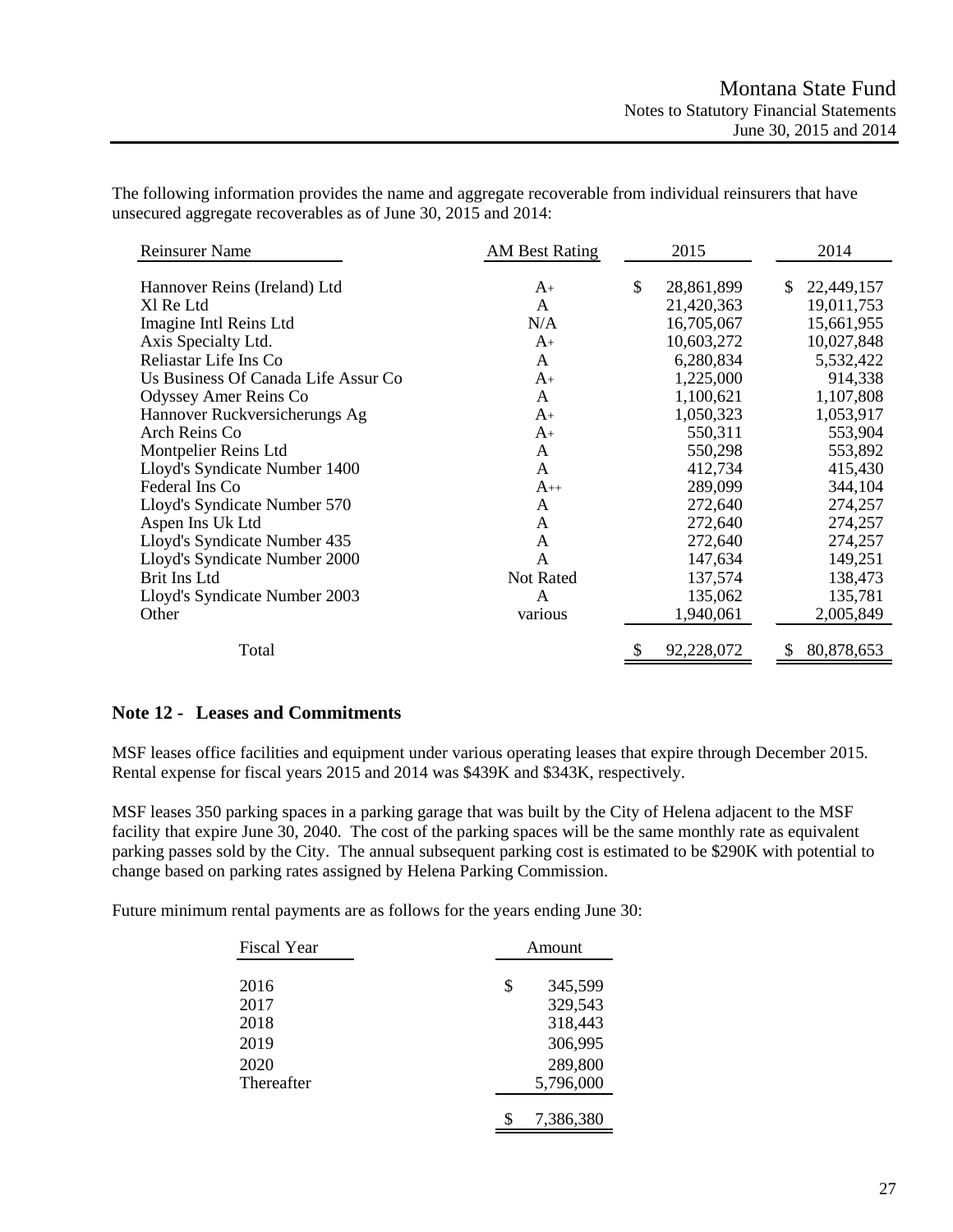The following information provides the name and aggregate recoverable from individual reinsurers that have unsecured aggregate recoverables as of June 30, 2015 and 2014:

| Reinsurer Name | AM Best Rating | 2015 | 2014 |
|---|---|---|---|
| Hannover Reins (Ireland) Ltd | A+ | $ 28,861,899 | $ 22,449,157 |
| Xl Re Ltd | A | 21,420,363 | 19,011,753 |
| Imagine Intl Reins Ltd | N/A | 16,705,067 | 15,661,955 |
| Axis Specialty Ltd. | A+ | 10,603,272 | 10,027,848 |
| Reliastar Life Ins Co | A | 6,280,834 | 5,532,422 |
| Us Business Of Canada Life Assur Co | A+ | 1,225,000 | 914,338 |
| Odyssey Amer Reins Co | A | 1,100,621 | 1,107,808 |
| Hannover Ruckversicherungs Ag | A+ | 1,050,323 | 1,053,917 |
| Arch Reins Co | A+ | 550,311 | 553,904 |
| Montpelier Reins Ltd | A | 550,298 | 553,892 |
| Lloyd's Syndicate Number 1400 | A | 412,734 | 415,430 |
| Federal Ins Co | A++ | 289,099 | 344,104 |
| Lloyd's Syndicate Number 570 | A | 272,640 | 274,257 |
| Aspen Ins Uk Ltd | A | 272,640 | 274,257 |
| Lloyd's Syndicate Number 435 | A | 272,640 | 274,257 |
| Lloyd's Syndicate Number 2000 | A | 147,634 | 149,251 |
| Brit Ins Ltd | Not Rated | 137,574 | 138,473 |
| Lloyd's Syndicate Number 2003 | A | 135,062 | 135,781 |
| Other | various | 1,940,061 | 2,005,849 |
| Total | | $ 92,228,072 | $ 80,878,653 |

## Note 12 - Leases and Commitments

MSF leases office facilities and equipment under various operating leases that expire through December 2015. Rental expense for fiscal years 2015 and 2014 was $439K and $343K, respectively.

MSF leases 350 parking spaces in a parking garage that was built by the City of Helena adjacent to the MSF facility that expire June 30, 2040. The cost of the parking spaces will be the same monthly rate as equivalent parking passes sold by the City. The annual subsequent parking cost is estimated to be $290K with potential to change based on parking rates assigned by Helena Parking Commission.

Future minimum rental payments are as follows for the years ending June 30:

| Fiscal Year | Amount |
|---|---|
| 2016 | $ 345,599 |
| 2017 | 329,543 |
| 2018 | 318,443 |
| 2019 | 306,995 |
| 2020 | 289,800 |
| Thereafter | 5,796,000 |
| | $ 7,386,380 |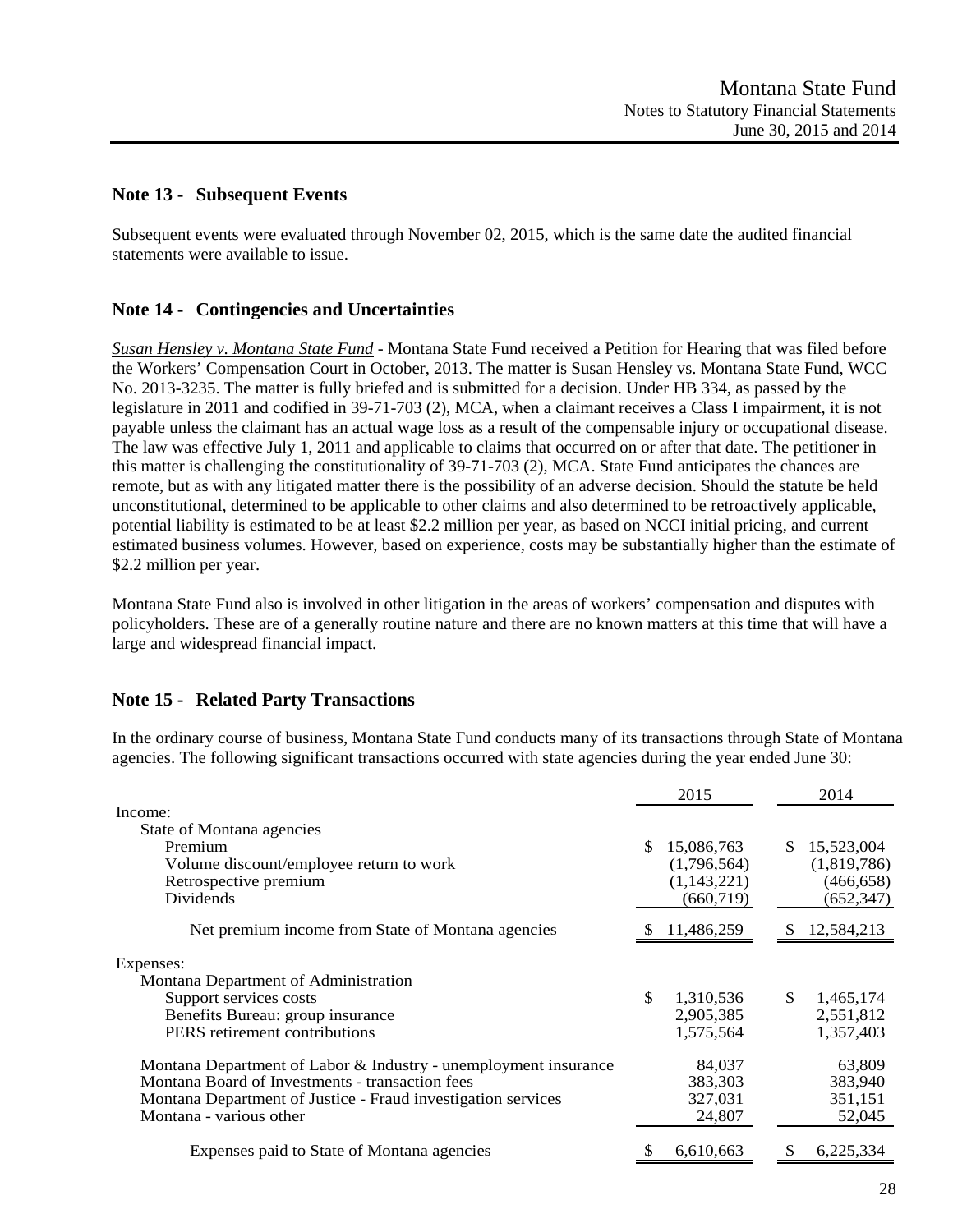## Note 13 - Subsequent Events

Subsequent events were evaluated through November 02, 2015, which is the same date the audited financial statements were available to issue.

## Note 14 - Contingencies and Uncertainties

*Susan Hensley v. Montana State Fund* - Montana State Fund received a Petition for Hearing that was filed before the Workers' Compensation Court in October, 2013. The matter is Susan Hensley vs. Montana State Fund, WCC No. 2013-3235. The matter is fully briefed and is submitted for a decision. Under HB 334, as passed by the legislature in 2011 and codified in 39-71-703 (2), MCA, when a claimant receives a Class I impairment, it is not payable unless the claimant has an actual wage loss as a result of the compensable injury or occupational disease. The law was effective July 1, 2011 and applicable to claims that occurred on or after that date. The petitioner in this matter is challenging the constitutionality of 39-71-703 (2), MCA. State Fund anticipates the chances are remote, but as with any litigated matter there is the possibility of an adverse decision. Should the statute be held unconstitutional, determined to be applicable to other claims and also determined to be retroactively applicable, potential liability is estimated to be at least $2.2 million per year, as based on NCCI initial pricing, and current estimated business volumes. However, based on experience, costs may be substantially higher than the estimate of $2.2 million per year.

Montana State Fund also is involved in other litigation in the areas of workers' compensation and disputes with policyholders. These are of a generally routine nature and there are no known matters at this time that will have a large and widespread financial impact.

## Note 15 - Related Party Transactions

In the ordinary course of business, Montana State Fund conducts many of its transactions through State of Montana agencies. The following significant transactions occurred with state agencies during the year ended June 30:

| | 2015 | 2014 |
|---|---|---|
| Income: | | |
| State of Montana agencies | | |
| Premium | $ 15,086,763 | $ 15,523,004 |
| Volume discount/employee return to work | (1,796,564) | (1,819,786) |
| Retrospective premium | (1,143,221) | (466,658) |
| Dividends | (660,719) | (652,347) |
| Net premium income from State of Montana agencies | $ 11,486,259 | $ 12,584,213 |
| Expenses: | | |
| Montana Department of Administration | | |
| Support services costs | $ 1,310,536 | $ 1,465,174 |
| Benefits Bureau: group insurance | 2,905,385 | 2,551,812 |
| PERS retirement contributions | 1,575,564 | 1,357,403 |
| Montana Department of Labor & Industry - unemployment insurance | 84,037 | 63,809 |
| Montana Board of Investments - transaction fees | 383,303 | 383,940 |
| Montana Department of Justice - Fraud investigation services | 327,031 | 351,151 |
| Montana - various other | 24,807 | 52,045 |
| Expenses paid to State of Montana agencies | $ 6,610,663 | $ 6,225,334 |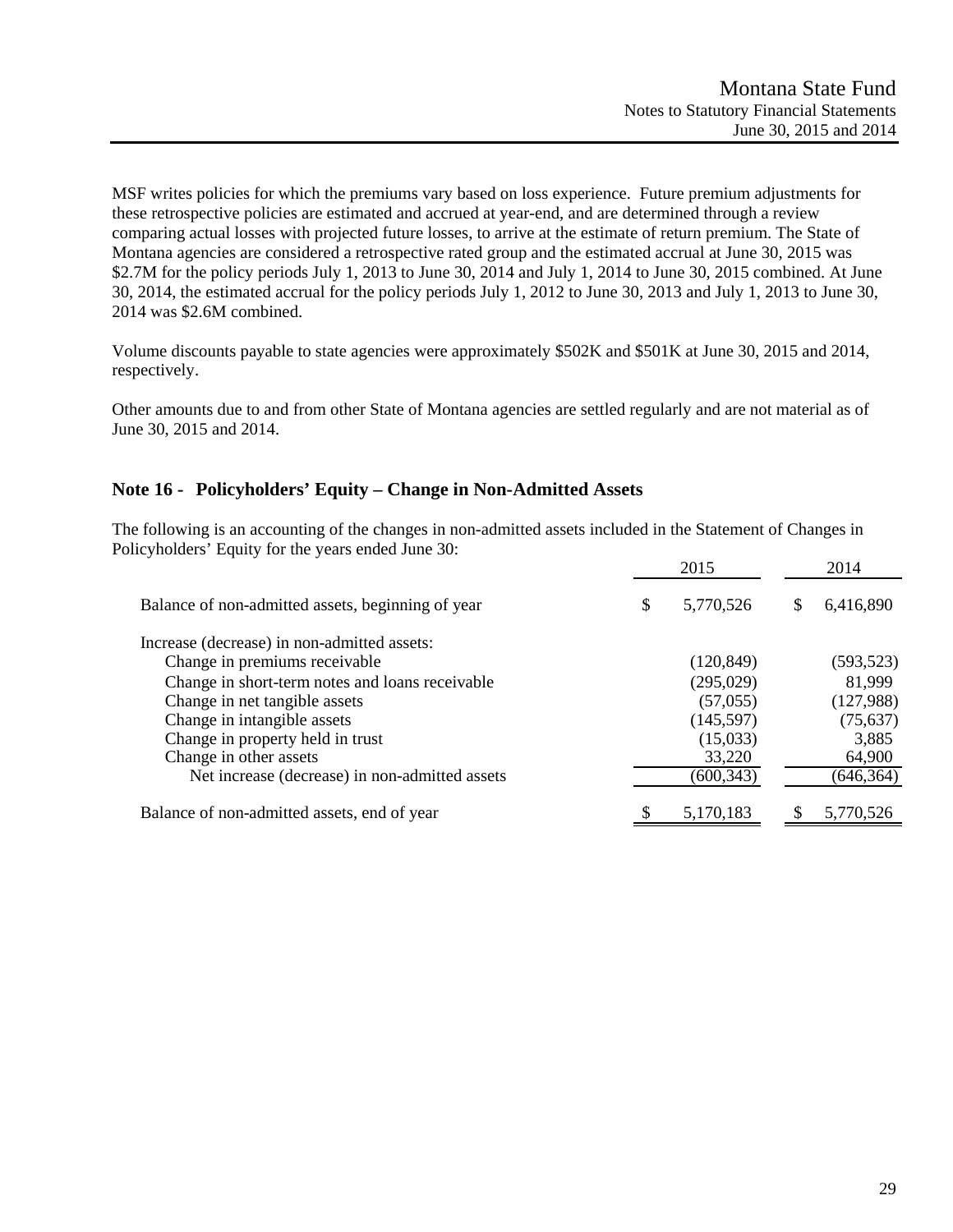MSF writes policies for which the premiums vary based on loss experience. Future premium adjustments for these retrospective policies are estimated and accrued at year-end, and are determined through a review comparing actual losses with projected future losses, to arrive at the estimate of return premium. The State of Montana agencies are considered a retrospective rated group and the estimated accrual at June 30, 2015 was $2.7M for the policy periods July 1, 2013 to June 30, 2014 and July 1, 2014 to June 30, 2015 combined. At June 30, 2014, the estimated accrual for the policy periods July 1, 2012 to June 30, 2013 and July 1, 2013 to June 30, 2014 was $2.6M combined.

Volume discounts payable to state agencies were approximately $502K and $501K at June 30, 2015 and 2014, respectively.

Other amounts due to and from other State of Montana agencies are settled regularly and are not material as of June 30, 2015 and 2014.

## Note 16 - Policyholders' Equity – Change in Non-Admitted Assets

The following is an accounting of the changes in non-admitted assets included in the Statement of Changes in Policyholders' Equity for the years ended June 30:

| | 2015 | 2014 |
|---|---|---|
| Balance of non-admitted assets, beginning of year | $ 5,770,526 | $ 6,416,890 |
| Increase (decrease) in non-admitted assets: | | |
| Change in premiums receivable | (120,849) | (593,523) |
| Change in short-term notes and loans receivable | (295,029) | 81,999 |
| Change in net tangible assets | (57,055) | (127,988) |
| Change in intangible assets | (145,597) | (75,637) |
| Change in property held in trust | (15,033) | 3,885 |
| Change in other assets | 33,220 | 64,900 |
| Net increase (decrease) in non-admitted assets | (600,343) | (646,364) |
| Balance of non-admitted assets, end of year | $ 5,170,183 | $ 5,770,526 |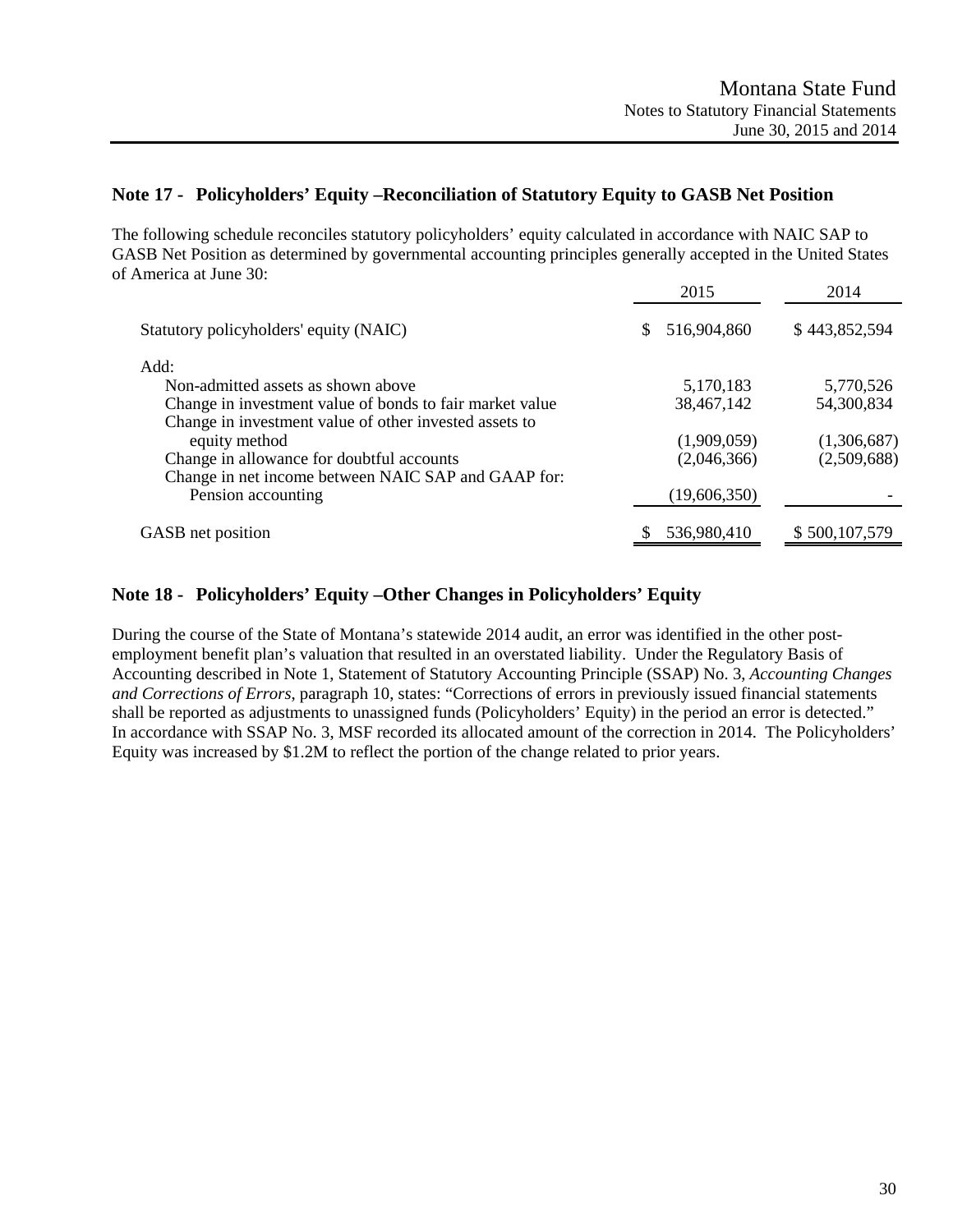## Note 17 - Policyholders' Equity –Reconciliation of Statutory Equity to GASB Net Position

The following schedule reconciles statutory policyholders' equity calculated in accordance with NAIC SAP to GASB Net Position as determined by governmental accounting principles generally accepted in the United States of America at June 30:

| | 2015 | 2014 |
|---|---|---|
| Statutory policyholders' equity (NAIC) | $ 516,904,860 | $ 443,852,594 |
| Add: | | |
| Non-admitted assets as shown above | 5,170,183 | 5,770,526 |
| Change in investment value of bonds to fair market value | 38,467,142 | 54,300,834 |
| Change in investment value of other invested assets to equity method | (1,909,059) | (1,306,687) |
| Change in allowance for doubtful accounts | (2,046,366) | (2,509,688) |
| Change in net income between NAIC SAP and GAAP for: Pension accounting | (19,606,350) | - |
| GASB net position | $ 536,980,410 | $ 500,107,579 |

## Note 18 - Policyholders' Equity –Other Changes in Policyholders' Equity

During the course of the State of Montana's statewide 2014 audit, an error was identified in the other post-employment benefit plan's valuation that resulted in an overstated liability. Under the Regulatory Basis of Accounting described in Note 1, Statement of Statutory Accounting Principle (SSAP) No. 3, *Accounting Changes and Corrections of Errors*, paragraph 10, states: "Corrections of errors in previously issued financial statements shall be reported as adjustments to unassigned funds (Policyholders' Equity) in the period an error is detected." In accordance with SSAP No. 3, MSF recorded its allocated amount of the correction in 2014. The Policyholders' Equity was increased by $1.2M to reflect the portion of the change related to prior years.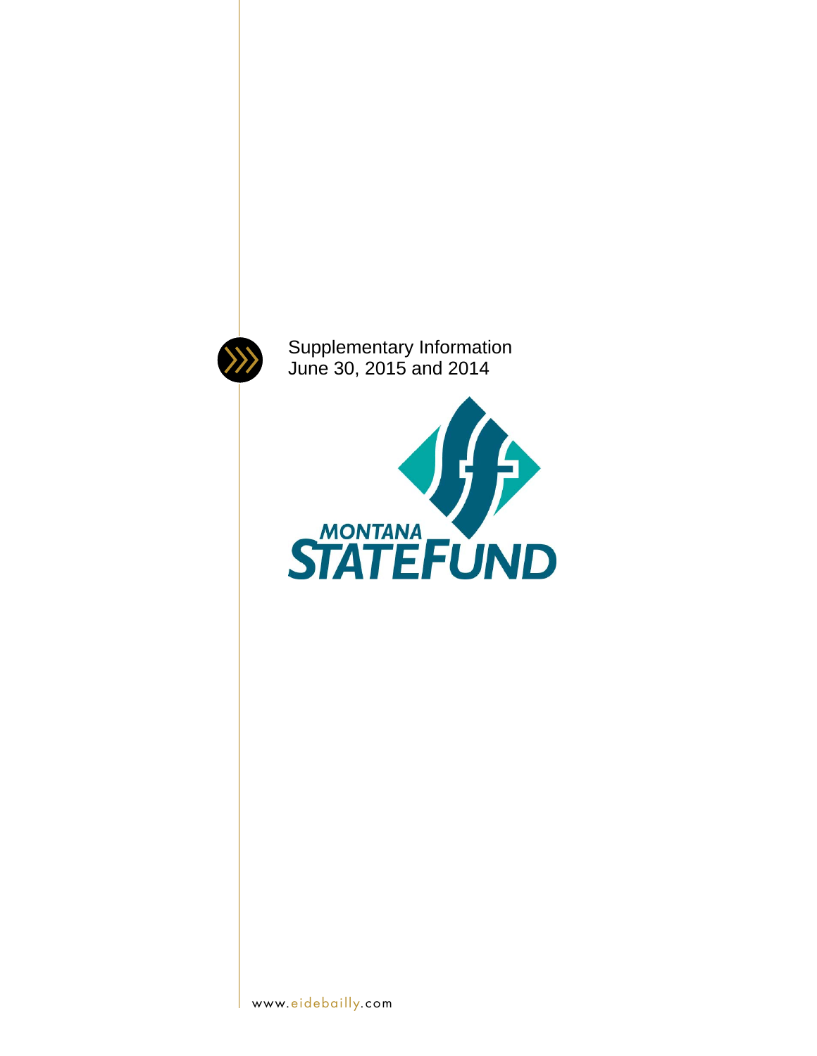Supplementary Information
June 30, 2015 and 2014

MONTANA
STATEFUND

www.eidebailly.com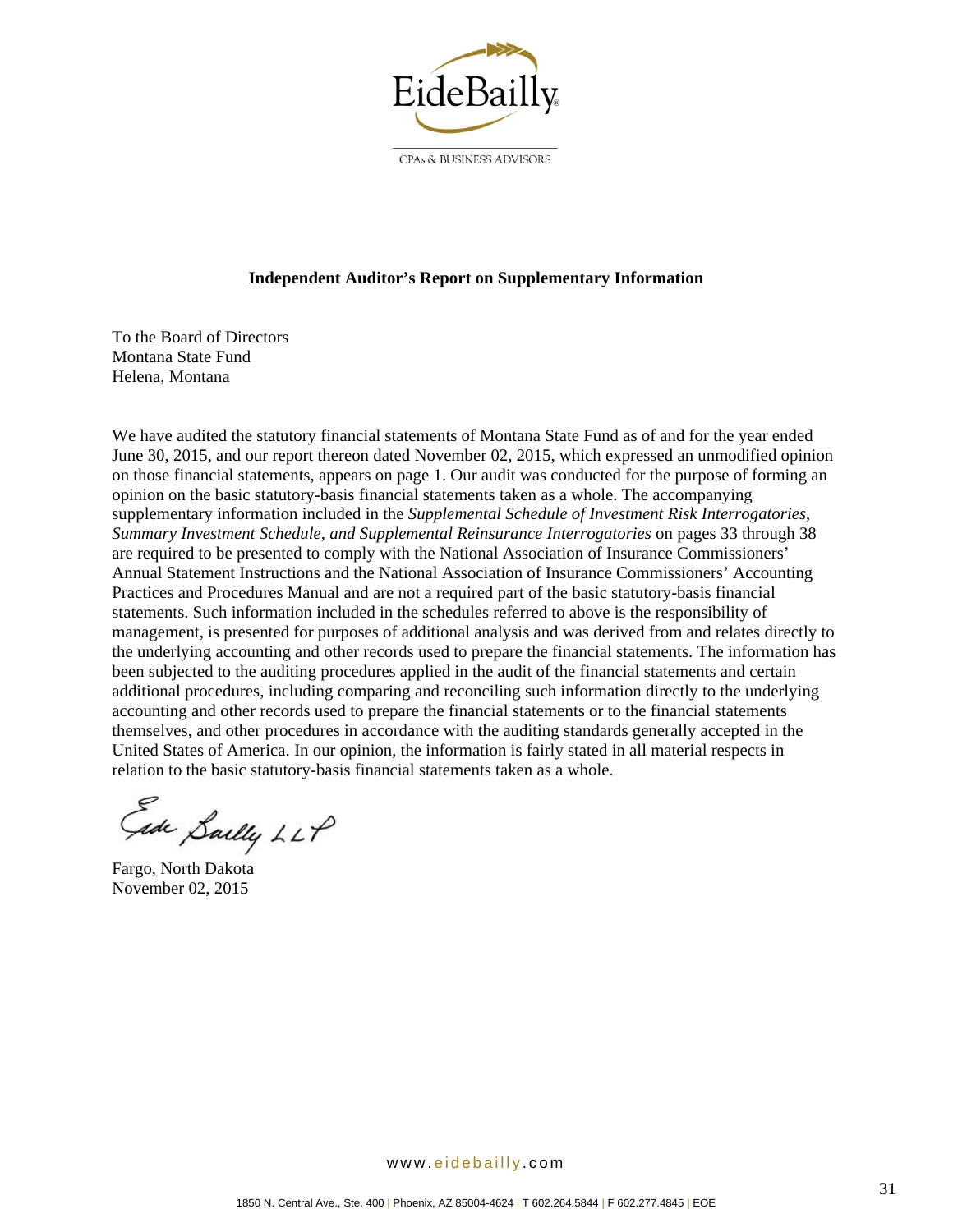EideBailly

CPAs & BUSINESS ADVISORS

**Independent Auditor's Report on Supplementary Information**

To the Board of Directors
Montana State Fund
Helena, Montana

We have audited the statutory financial statements of Montana State Fund as of and for the year ended June 30, 2015, and our report thereon dated November 02, 2015, which expressed an unmodified opinion on those financial statements, appears on page 1. Our audit was conducted for the purpose of forming an opinion on the basic statutory-basis financial statements taken as a whole. The accompanying supplementary information included in the *Supplemental Schedule of Investment Risk Interrogatories*, *Summary Investment Schedule, and Supplemental Reinsurance Interrogatories* on pages 33 through 38 are required to be presented to comply with the National Association of Insurance Commissioners' Annual Statement Instructions and the National Association of Insurance Commissioners' Accounting Practices and Procedures Manual and are not a required part of the basic statutory-basis financial statements. Such information included in the schedules referred to above is the responsibility of management, is presented for purposes of additional analysis and was derived from and relates directly to the underlying accounting and other records used to prepare the financial statements. The information has been subjected to the auditing procedures applied in the audit of the financial statements and certain additional procedures, including comparing and reconciling such information directly to the underlying accounting and other records used to prepare the financial statements or to the financial statements themselves, and other procedures in accordance with the auditing standards generally accepted in the United States of America. In our opinion, the information is fairly stated in all material respects in relation to the basic statutory-basis financial statements taken as a whole.

Eide Bailly LLP

Fargo, North Dakota
November 02, 2015

www.eidebailly.com

1850 N. Central Ave., Ste. 400 | Phoenix, AZ 85004-4624 | T 602.264.5844 | F 602.277.4845 | EOE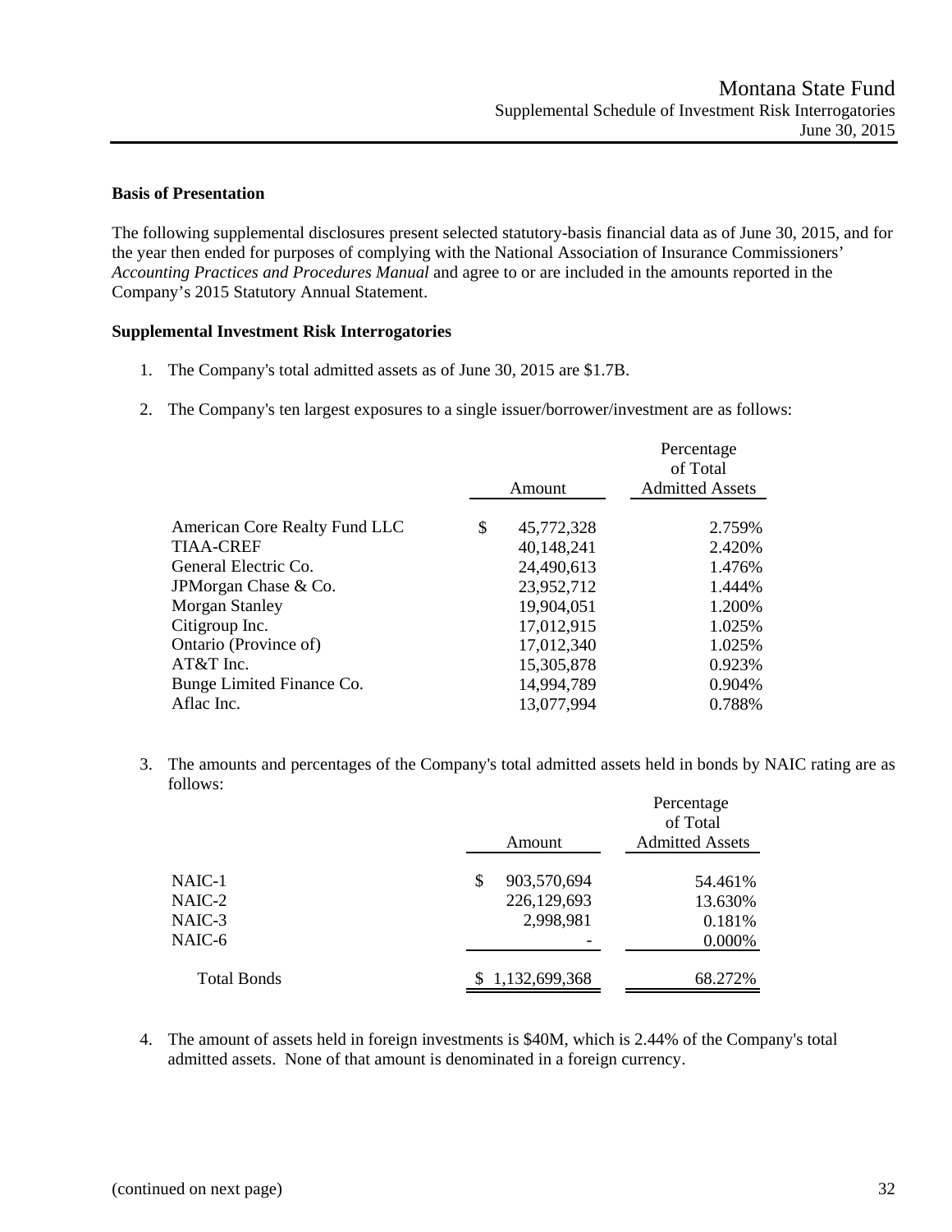**Basis of Presentation**

The following supplemental disclosures present selected statutory-basis financial data as of June 30, 2015, and for the year then ended for purposes of complying with the National Association of Insurance Commissioners' *Accounting Practices and Procedures Manual* and agree to or are included in the amounts reported in the Company's 2015 Statutory Annual Statement.

**Supplemental Investment Risk Interrogatories**

1. The Company's total admitted assets as of June 30, 2015 are $1.7B.

2. The Company's ten largest exposures to a single issuer/borrower/investment are as follows:

| | Amount | Percentage of Total Admitted Assets |
|---|---|---|
| American Core Realty Fund LLC | $ 45,772,328 | 2.759% |
| TIAA-CREF | 40,148,241 | 2.420% |
| General Electric Co. | 24,490,613 | 1.476% |
| JPMorgan Chase & Co. | 23,952,712 | 1.444% |
| Morgan Stanley | 19,904,051 | 1.200% |
| Citigroup Inc. | 17,012,915 | 1.025% |
| Ontario (Province of) | 17,012,340 | 1.025% |
| AT&T Inc. | 15,305,878 | 0.923% |
| Bunge Limited Finance Co. | 14,994,789 | 0.904% |
| Aflac Inc. | 13,077,994 | 0.788% |

3. The amounts and percentages of the Company's total admitted assets held in bonds by NAIC rating are as follows:

| | Amount | Percentage of Total Admitted Assets |
|---|---|---|
| NAIC-1 | $ 903,570,694 | 54.461% |
| NAIC-2 | 226,129,693 | 13.630% |
| NAIC-3 | 2,998,981 | 0.181% |
| NAIC-6 | - | 0.000% |
| Total Bonds | $ 1,132,699,368 | 68.272% |

4. The amount of assets held in foreign investments is $40M, which is 2.44% of the Company's total admitted assets. None of that amount is denominated in a foreign currency.

(continued on next page)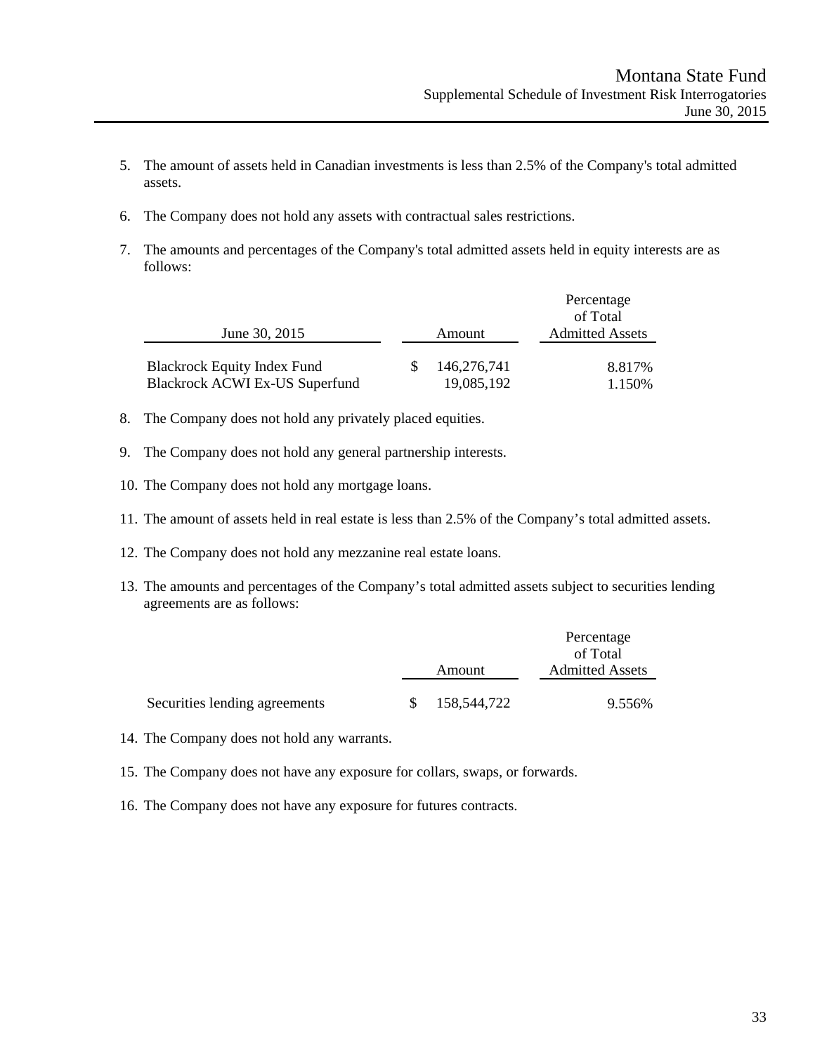Montana State Fund
Supplemental Schedule of Investment Risk Interrogatories
June 30, 2015

5. The amount of assets held in Canadian investments is less than 2.5% of the Company's total admitted assets.

6. The Company does not hold any assets with contractual sales restrictions.

7. The amounts and percentages of the Company's total admitted assets held in equity interests are as follows:

| June 30, 2015 | Amount | Percentage of Total Admitted Assets |
|---|---|---|
| Blackrock Equity Index Fund | $ 146,276,741 | 8.817% |
| Blackrock ACWI Ex-US Superfund | 19,085,192 | 1.150% |

8. The Company does not hold any privately placed equities.

9. The Company does not hold any general partnership interests.

10. The Company does not hold any mortgage loans.

11. The amount of assets held in real estate is less than 2.5% of the Company's total admitted assets.

12. The Company does not hold any mezzanine real estate loans.

13. The amounts and percentages of the Company's total admitted assets subject to securities lending agreements are as follows:

| | Amount | Percentage of Total Admitted Assets |
|---|---|---|
| Securities lending agreements | $ 158,544,722 | 9.556% |

14. The Company does not hold any warrants.

15. The Company does not have any exposure for collars, swaps, or forwards.

16. The Company does not have any exposure for futures contracts.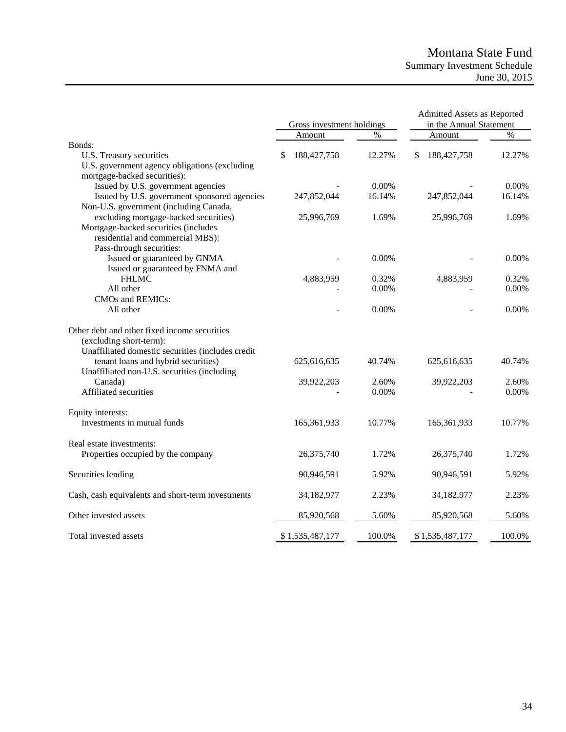# Montana State Fund

## Summary Investment Schedule

### June 30, 2015

| | Gross investment holdings | | Admitted Assets as Reported in the Annual Statement | |
|---|---|---|---|---|
| | Amount | % | Amount | % |
| Bonds: | | | | |
| U.S. Treasury securities | $ 188,427,758 | 12.27% | $ 188,427,758 | 12.27% |
| U.S. government agency obligations (excluding mortgage-backed securities): | | | | |
| Issued by U.S. government agencies | - | 0.00% | - | 0.00% |
| Issued by U.S. government sponsored agencies | 247,852,044 | 16.14% | 247,852,044 | 16.14% |
| Non-U.S. government (including Canada, excluding mortgage-backed securities) | 25,996,769 | 1.69% | 25,996,769 | 1.69% |
| Mortgage-backed securities (includes residential and commercial MBS): | | | | |
| Pass-through securities: | | | | |
| Issued or guaranteed by GNMA | - | 0.00% | - | 0.00% |
| Issued or guaranteed by FNMA and FHLMC | 4,883,959 | 0.32% | 4,883,959 | 0.32% |
| All other | - | 0.00% | - | 0.00% |
| CMOs and REMICs: | | | | |
| All other | - | 0.00% | - | 0.00% |
| Other debt and other fixed income securities (excluding short-term): | | | | |
| Unaffiliated domestic securities (includes credit tenant loans and hybrid securities) | 625,616,635 | 40.74% | 625,616,635 | 40.74% |
| Unaffiliated non-U.S. securities (including Canada) | 39,922,203 | 2.60% | 39,922,203 | 2.60% |
| Affiliated securities | - | 0.00% | - | 0.00% |
| Equity interests: | | | | |
| Investments in mutual funds | 165,361,933 | 10.77% | 165,361,933 | 10.77% |
| Real estate investments: | | | | |
| Properties occupied by the company | 26,375,740 | 1.72% | 26,375,740 | 1.72% |
| Securities lending | 90,946,591 | 5.92% | 90,946,591 | 5.92% |
| Cash, cash equivalents and short-term investments | 34,182,977 | 2.23% | 34,182,977 | 2.23% |
| Other invested assets | 85,920,568 | 5.60% | 85,920,568 | 5.60% |
| Total invested assets | $ 1,535,487,177 | 100.0% | $ 1,535,487,177 | 100.0% |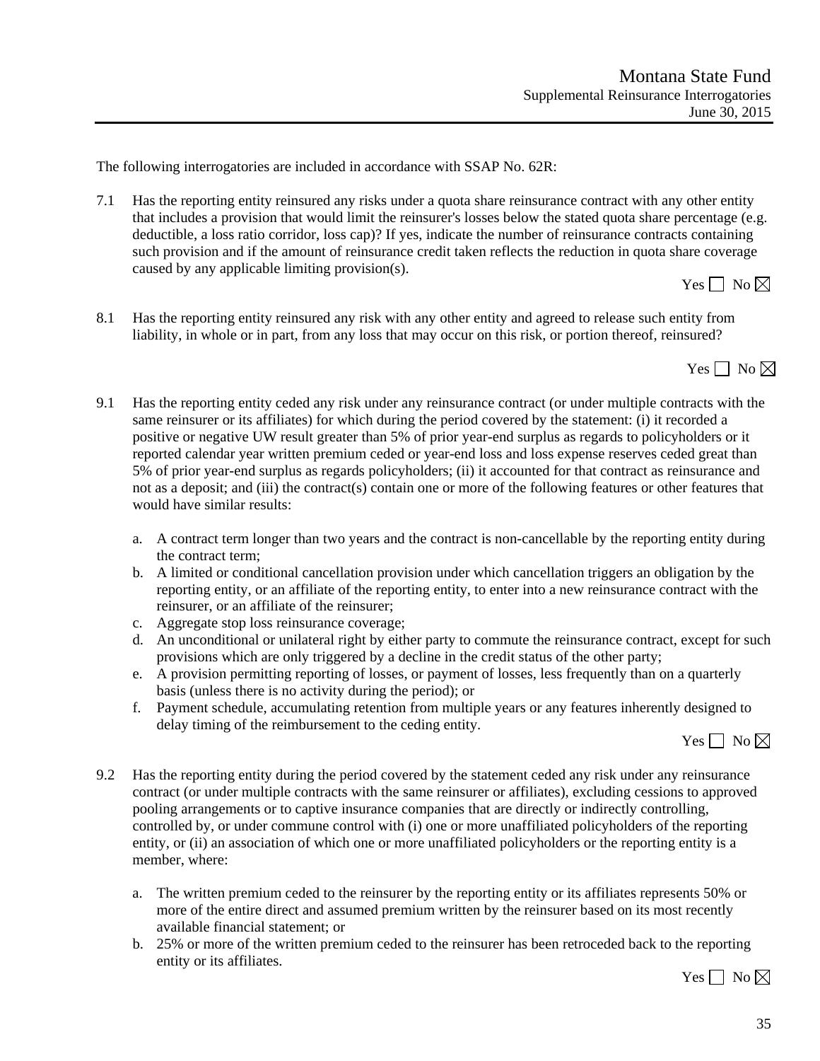The following interrogatories are included in accordance with SSAP No. 62R:

7.1 Has the reporting entity reinsured any risks under a quota share reinsurance contract with any other entity that includes a provision that would limit the reinsurer's losses below the stated quota share percentage (e.g. deductible, a loss ratio corridor, loss cap)? If yes, indicate the number of reinsurance contracts containing such provision and if the amount of reinsurance credit taken reflects the reduction in quota share coverage caused by any applicable limiting provision(s).

Yes ☐ No ☒

8.1 Has the reporting entity reinsured any risk with any other entity and agreed to release such entity from liability, in whole or in part, from any loss that may occur on this risk, or portion thereof, reinsured?

Yes ☐ No ☒

9.1 Has the reporting entity ceded any risk under any reinsurance contract (or under multiple contracts with the same reinsurer or its affiliates) for which during the period covered by the statement: (i) it recorded a positive or negative UW result greater than 5% of prior year-end surplus as regards to policyholders or it reported calendar year written premium ceded or year-end loss and loss expense reserves ceded great than 5% of prior year-end surplus as regards policyholders; (ii) it accounted for that contract as reinsurance and not as a deposit; and (iii) the contract(s) contain one or more of the following features or other features that would have similar results:

a. A contract term longer than two years and the contract is non-cancellable by the reporting entity during the contract term;
b. A limited or conditional cancellation provision under which cancellation triggers an obligation by the reporting entity, or an affiliate of the reporting entity, to enter into a new reinsurance contract with the reinsurer, or an affiliate of the reinsurer;
c. Aggregate stop loss reinsurance coverage;
d. An unconditional or unilateral right by either party to commute the reinsurance contract, except for such provisions which are only triggered by a decline in the credit status of the other party;
e. A provision permitting reporting of losses, or payment of losses, less frequently than on a quarterly basis (unless there is no activity during the period); or
f. Payment schedule, accumulating retention from multiple years or any features inherently designed to delay timing of the reimbursement to the ceding entity.

Yes ☐ No ☒

9.2 Has the reporting entity during the period covered by the statement ceded any risk under any reinsurance contract (or under multiple contracts with the same reinsurer or affiliates), excluding cessions to approved pooling arrangements or to captive insurance companies that are directly or indirectly controlling, controlled by, or under commune control with (i) one or more unaffiliated policyholders of the reporting entity, or (ii) an association of which one or more unaffiliated policyholders or the reporting entity is a member, where:

a. The written premium ceded to the reinsurer by the reporting entity or its affiliates represents 50% or more of the entire direct and assumed premium written by the reinsurer based on its most recently available financial statement; or
b. 25% or more of the written premium ceded to the reinsurer has been retroceded back to the reporting entity or its affiliates.

Yes ☐ No ☒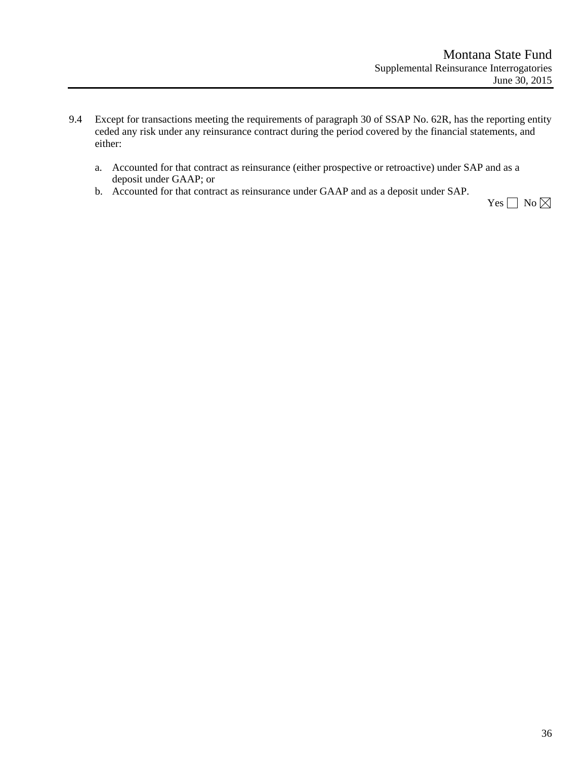9.4 Except for transactions meeting the requirements of paragraph 30 of SSAP No. 62R, has the reporting entity ceded any risk under any reinsurance contract during the period covered by the financial statements, and either:

   a. Accounted for that contract as reinsurance (either prospective or retroactive) under SAP and as a deposit under GAAP; or
   b. Accounted for that contract as reinsurance under GAAP and as a deposit under SAP.

Yes ☐ No ☒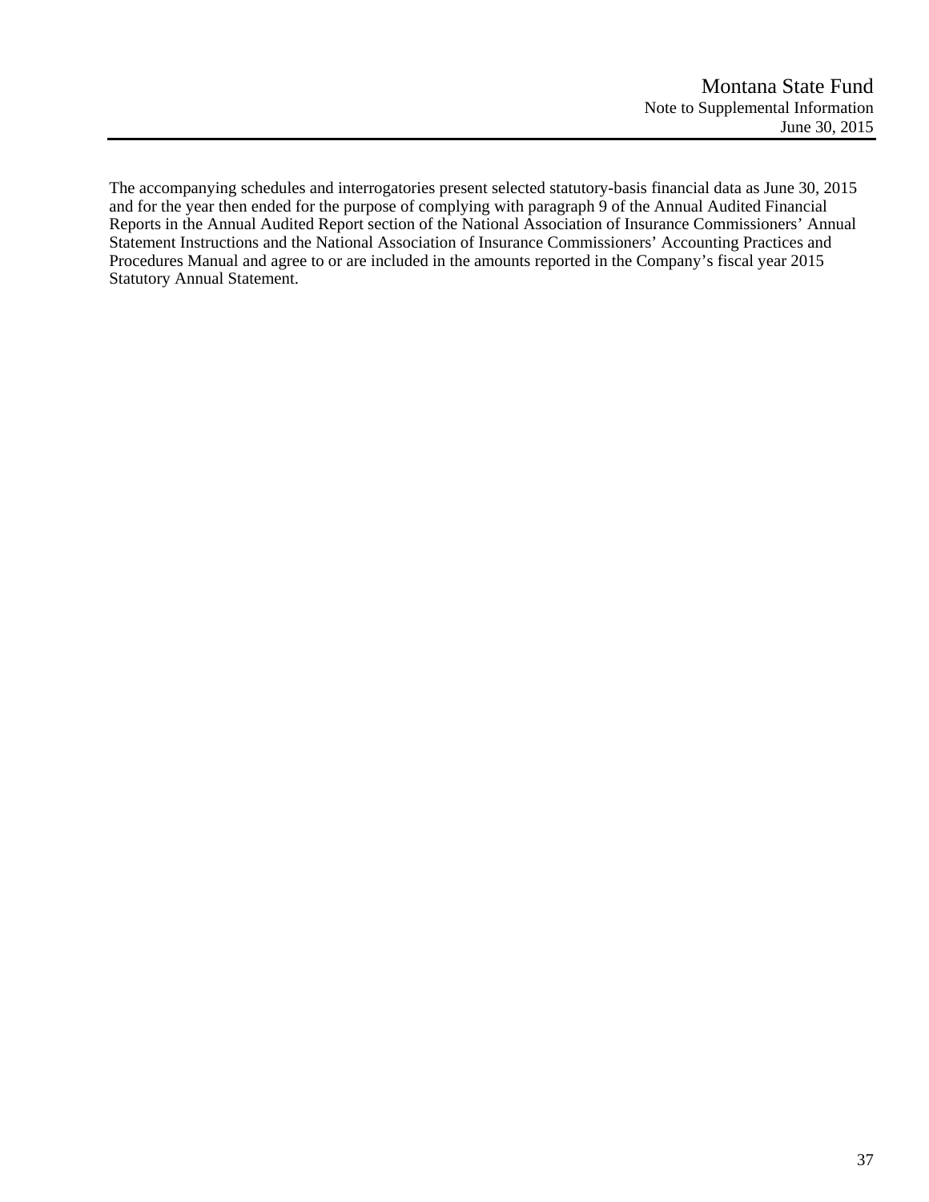# Montana State Fund

## Note to Supplemental Information

### June 30, 2015

The accompanying schedules and interrogatories present selected statutory-basis financial data as June 30, 2015 and for the year then ended for the purpose of complying with paragraph 9 of the Annual Audited Financial Reports in the Annual Audited Report section of the National Association of Insurance Commissioners' Annual Statement Instructions and the National Association of Insurance Commissioners' Accounting Practices and Procedures Manual and agree to or are included in the amounts reported in the Company's fiscal year 2015 Statutory Annual Statement.